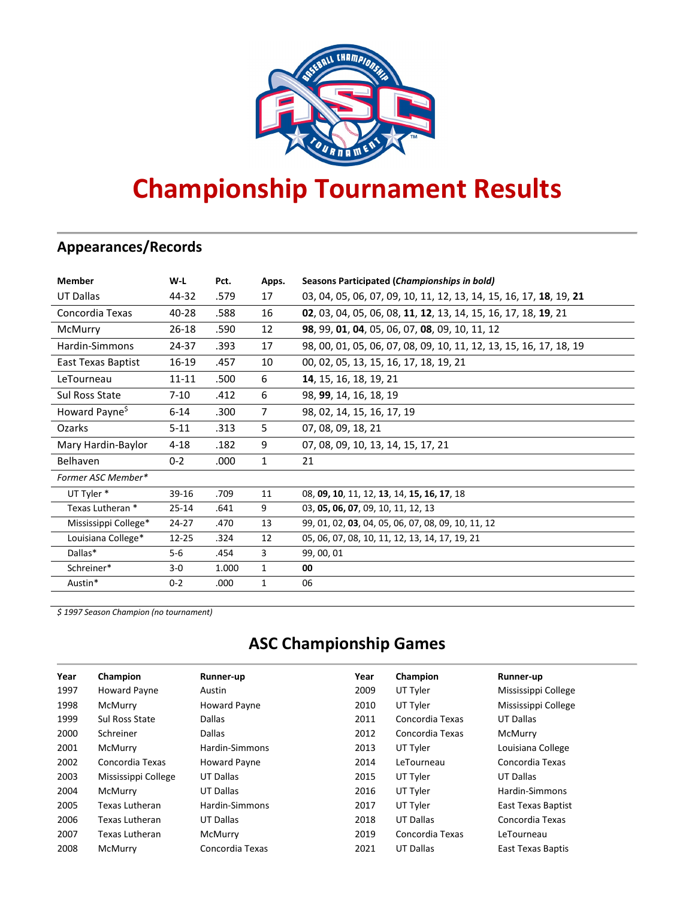# Championship Tournament Results

## Appearances/Records

| Member | W-L | Pct. | Apps. | Seasons Participated (*Championships in bold)* |
|---|---|---|---|---|
| UT Dallas | 44-32 | .579 | 17 | 03, 04, 05, 06, 07, 09, 10, 11, 12, 13, 14, 15, 16, 17, **18**, 19, **21** |
| Concordia Texas | 40-28 | .588 | 16 | **02**, 03, 04, 05, 06, 08, **11**, **12**, 13, 14, 15, 16, 17, 18, **19**, 21 |
| McMurry | 26-18 | .590 | 12 | **98**, 99, **01**, **04**, 05, 06, 07, **08**, 09, 10, 11, 12 |
| Hardin-Simmons | 24-37 | .393 | 17 | 98, 00, 01, 05, 06, 07, 08, 09, 10, 11, 12, 13, 15, 16, 17, 18, 19 |
| East Texas Baptist | 16-19 | .457 | 10 | 00, 02, 05, 13, 15, 16, 17, 18, 19, 21 |
| LeTourneau | 11-11 | .500 | 6 | **14**, 15, 16, 18, 19, 21 |
| Sul Ross State | 7-10 | .412 | 6 | 98, **99**, 14, 16, 18, 19 |
| Howard Payne$ | 6-14 | .300 | 7 | 98, 02, 14, 15, 16, 17, 19 |
| Ozarks | 5-11 | .313 | 5 | 07, 08, 09, 18, 21 |
| Mary Hardin-Baylor | 4-18 | .182 | 9 | 07, 08, 09, 10, 13, 14, 15, 17, 21 |
| Belhaven | 0-2 | .000 | 1 | 21 |
| *Former ASC Member** | | | | |
| UT Tyler * | 39-16 | .709 | 11 | 08, **09**, **10**, 11, 12, **13**, 14, **15**, **16**, **17**, 18 |
| Texas Lutheran * | 25-14 | .641 | 9 | 03, **05**, **06**, **07**, 09, 10, 11, 12, 13 |
| Mississippi College* | 24-27 | .470 | 13 | 99, 01, 02, **03**, 04, 05, 06, 07, 08, 09, 10, 11, 12 |
| Louisiana College* | 12-25 | .324 | 12 | 05, 06, 07, 08, 10, 11, 12, 13, 14, 17, 19, 21 |
| Dallas* | 5-6 | .454 | 3 | 99, 00, 01 |
| Schreiner* | 3-0 | 1.000 | 1 | **00** |
| Austin* | 0-2 | .000 | 1 | 06 |

*$ 1997 Season Champion (no tournament)*

## ASC Championship Games

| Year | Champion | Runner-up |
|---|---|---|
| 1997 | Howard Payne | Austin |
| 1998 | McMurry | Howard Payne |
| 1999 | Sul Ross State | Dallas |
| 2000 | Schreiner | Dallas |
| 2001 | McMurry | Hardin-Simmons |
| 2002 | Concordia Texas | Howard Payne |
| 2003 | Mississippi College | UT Dallas |
| 2004 | McMurry | UT Dallas |
| 2005 | Texas Lutheran | Hardin-Simmons |
| 2006 | Texas Lutheran | UT Dallas |
| 2007 | Texas Lutheran | McMurry |
| 2008 | McMurry | Concordia Texas |
| 2009 | UT Tyler | Mississippi College |
| 2010 | UT Tyler | Mississippi College |
| 2011 | Concordia Texas | UT Dallas |
| 2012 | Concordia Texas | McMurry |
| 2013 | UT Tyler | Louisiana College |
| 2014 | LeTourneau | Concordia Texas |
| 2015 | UT Tyler | UT Dallas |
| 2016 | UT Tyler | Hardin-Simmons |
| 2017 | UT Tyler | East Texas Baptist |
| 2018 | UT Dallas | Concordia Texas |
| 2019 | Concordia Texas | LeTourneau |
| 2021 | UT Dallas | East Texas Baptis |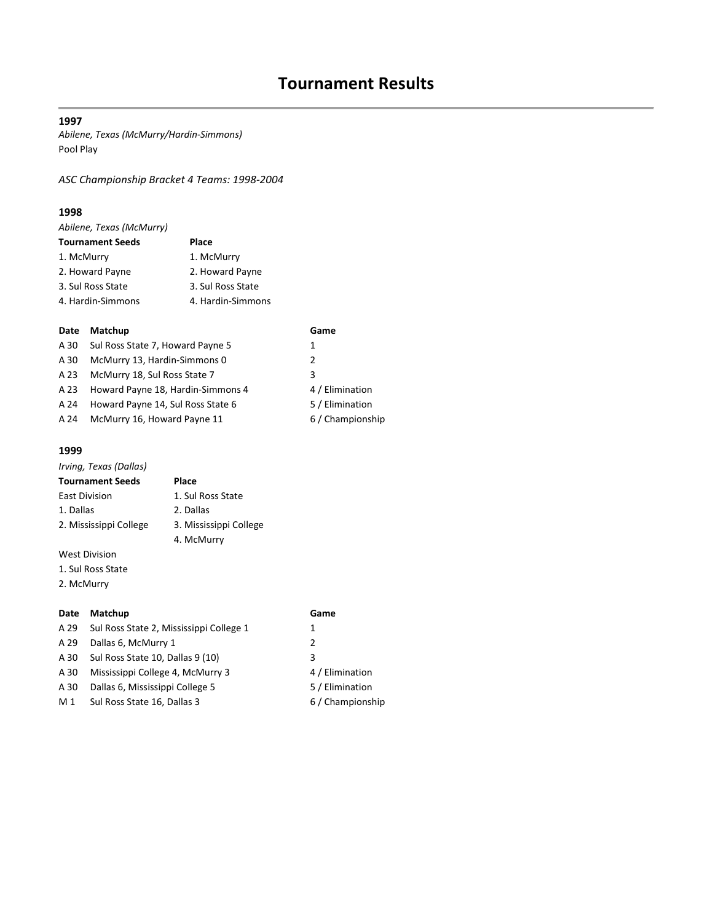# Tournament Results

### 1997

*Abilene, Texas (McMurry/Hardin-Simmons)*
Pool Play

*ASC Championship Bracket 4 Teams: 1998-2004*

### 1998

*Abilene, Texas (McMurry)*

| Tournament Seeds | Place |
|---|---|
| 1. McMurry | 1. McMurry |
| 2. Howard Payne | 2. Howard Payne |
| 3. Sul Ross State | 3. Sul Ross State |
| 4. Hardin-Simmons | 4. Hardin-Simmons |

| Date | Matchup | Game |
|---|---|---|
| A 30 | Sul Ross State 7, Howard Payne 5 | 1 |
| A 30 | McMurry 13, Hardin-Simmons 0 | 2 |
| A 23 | McMurry 18, Sul Ross State 7 | 3 |
| A 23 | Howard Payne 18, Hardin-Simmons 4 | 4 / Elimination |
| A 24 | Howard Payne 14, Sul Ross State 6 | 5 / Elimination |
| A 24 | McMurry 16, Howard Payne 11 | 6 / Championship |

### 1999

*Irving, Texas (Dallas)*

| Tournament Seeds | Place |
|---|---|
| East Division | 1. Sul Ross State |
| 1. Dallas | 2. Dallas |
| 2. Mississippi College | 3. Mississippi College |
| | 4. McMurry |
| West Division | |
| 1. Sul Ross State | |
| 2. McMurry | |

| Date | Matchup | Game |
|---|---|---|
| A 29 | Sul Ross State 2, Mississippi College 1 | 1 |
| A 29 | Dallas 6, McMurry 1 | 2 |
| A 30 | Sul Ross State 10, Dallas 9 (10) | 3 |
| A 30 | Mississippi College 4, McMurry 3 | 4 / Elimination |
| A 30 | Dallas 6, Mississippi College 5 | 5 / Elimination |
| M 1 | Sul Ross State 16, Dallas 3 | 6 / Championship |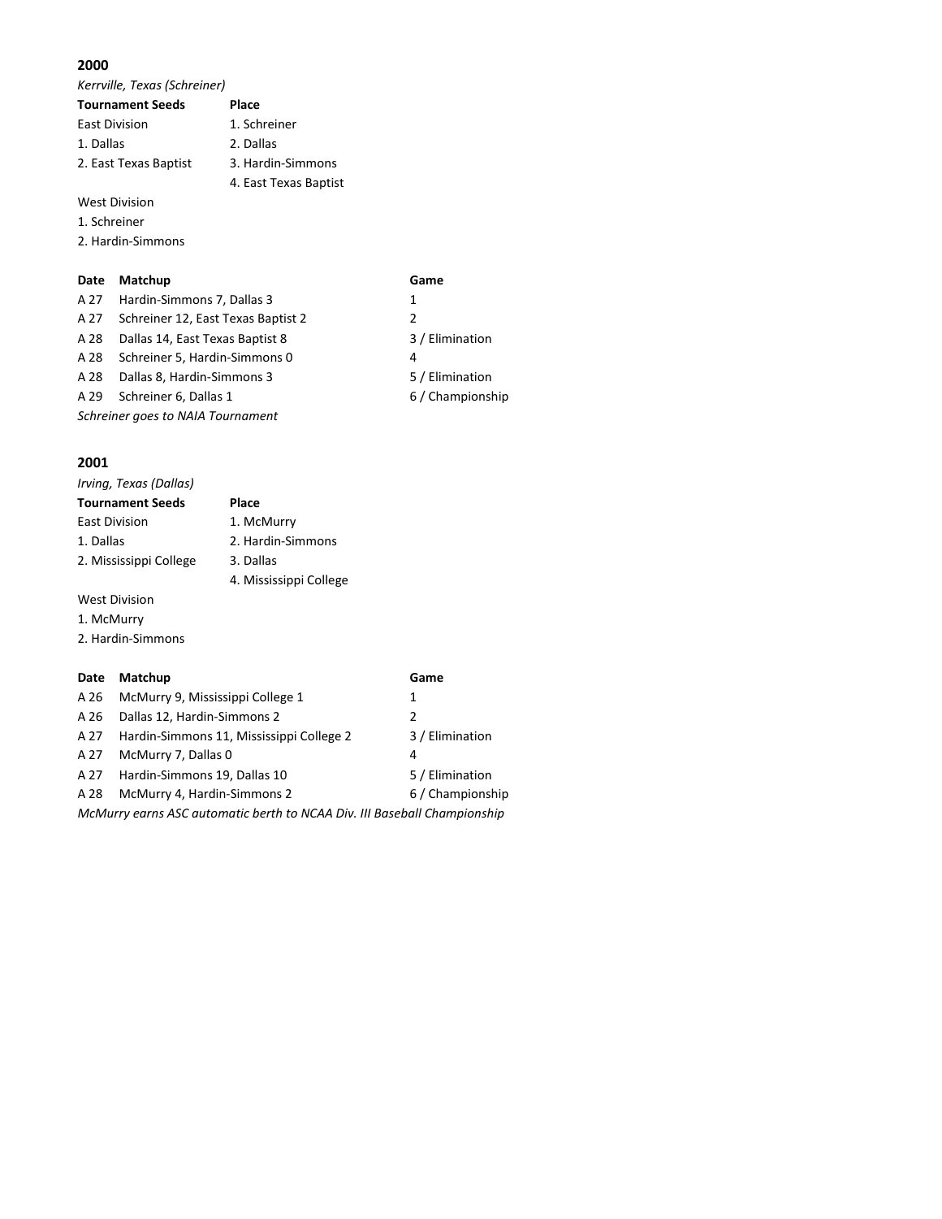## 2000

*Kerrville, Texas (Schreiner)*

| Tournament Seeds | Place |
|---|---|
| East Division | 1. Schreiner |
| 1. Dallas | 2. Dallas |
| 2. East Texas Baptist | 3. Hardin-Simmons |
| | 4. East Texas Baptist |
| West Division | |
| 1. Schreiner | |
| 2. Hardin-Simmons | |

| Date | Matchup | Game |
|---|---|---|
| A 27 | Hardin-Simmons 7, Dallas 3 | 1 |
| A 27 | Schreiner 12, East Texas Baptist 2 | 2 |
| A 28 | Dallas 14, East Texas Baptist 8 | 3 / Elimination |
| A 28 | Schreiner 5, Hardin-Simmons 0 | 4 |
| A 28 | Dallas 8, Hardin-Simmons 3 | 5 / Elimination |
| A 29 | Schreiner 6, Dallas 1 | 6 / Championship |

*Schreiner goes to NAIA Tournament*

## 2001

*Irving, Texas (Dallas)*

| Tournament Seeds | Place |
|---|---|
| East Division | 1. McMurry |
| 1. Dallas | 2. Hardin-Simmons |
| 2. Mississippi College | 3. Dallas |
| | 4. Mississippi College |
| West Division | |
| 1. McMurry | |
| 2. Hardin-Simmons | |

| Date | Matchup | Game |
|---|---|---|
| A 26 | McMurry 9, Mississippi College 1 | 1 |
| A 26 | Dallas 12, Hardin-Simmons 2 | 2 |
| A 27 | Hardin-Simmons 11, Mississippi College 2 | 3 / Elimination |
| A 27 | McMurry 7, Dallas 0 | 4 |
| A 27 | Hardin-Simmons 19, Dallas 10 | 5 / Elimination |
| A 28 | McMurry 4, Hardin-Simmons 2 | 6 / Championship |

*McMurry earns ASC automatic berth to NCAA Div. III Baseball Championship*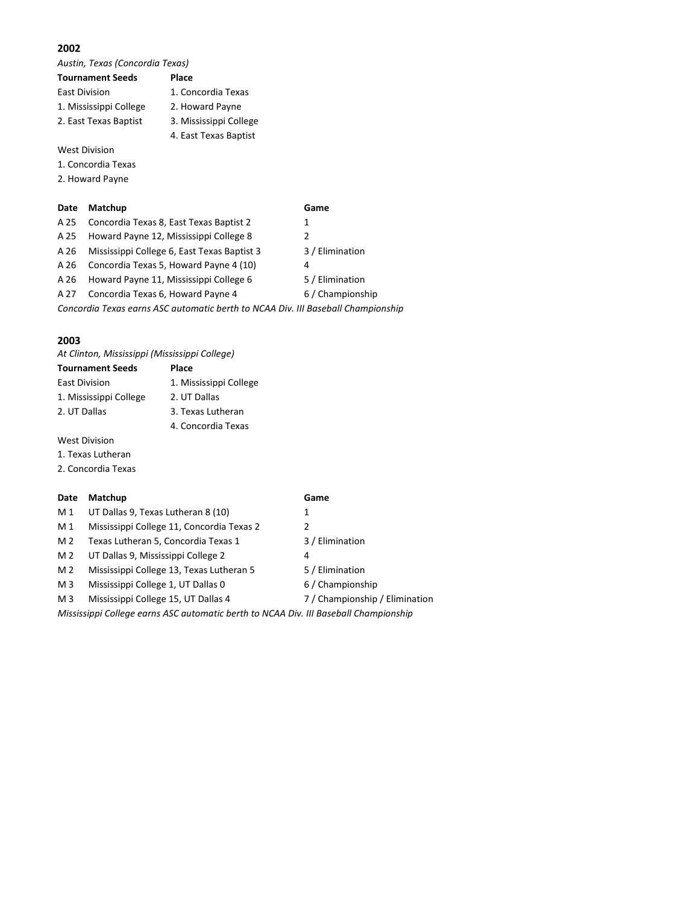## 2002

*Austin, Texas (Concordia Texas)*

| Tournament Seeds | Place |
|---|---|
| East Division | 1. Concordia Texas |
| 1. Mississippi College | 2. Howard Payne |
| 2. East Texas Baptist | 3. Mississippi College |
| | 4. East Texas Baptist |
| West Division | |
| 1. Concordia Texas | |
| 2. Howard Payne | |

| Date | Matchup | Game |
|---|---|---|
| A 25 | Concordia Texas 8, East Texas Baptist 2 | 1 |
| A 25 | Howard Payne 12, Mississippi College 8 | 2 |
| A 26 | Mississippi College 6, East Texas Baptist 3 | 3 / Elimination |
| A 26 | Concordia Texas 5, Howard Payne 4 (10) | 4 |
| A 26 | Howard Payne 11, Mississippi College 6 | 5 / Elimination |
| A 27 | Concordia Texas 6, Howard Payne 4 | 6 / Championship |

*Concordia Texas earns ASC automatic berth to NCAA Div. III Baseball Championship*

## 2003

*At Clinton, Mississippi (Mississippi College)*

| Tournament Seeds | Place |
|---|---|
| East Division | 1. Mississippi College |
| 1. Mississippi College | 2. UT Dallas |
| 2. UT Dallas | 3. Texas Lutheran |
| | 4. Concordia Texas |
| West Division | |
| 1. Texas Lutheran | |
| 2. Concordia Texas | |

| Date | Matchup | Game |
|---|---|---|
| M 1 | UT Dallas 9, Texas Lutheran 8 (10) | 1 |
| M 1 | Mississippi College 11, Concordia Texas 2 | 2 |
| M 2 | Texas Lutheran 5, Concordia Texas 1 | 3 / Elimination |
| M 2 | UT Dallas 9, Mississippi College 2 | 4 |
| M 2 | Mississippi College 13, Texas Lutheran 5 | 5 / Elimination |
| M 3 | Mississippi College 1, UT Dallas 0 | 6 / Championship |
| M 3 | Mississippi College 15, UT Dallas 4 | 7 / Championship / Elimination |

*Mississippi College earns ASC automatic berth to NCAA Div. III Baseball Championship*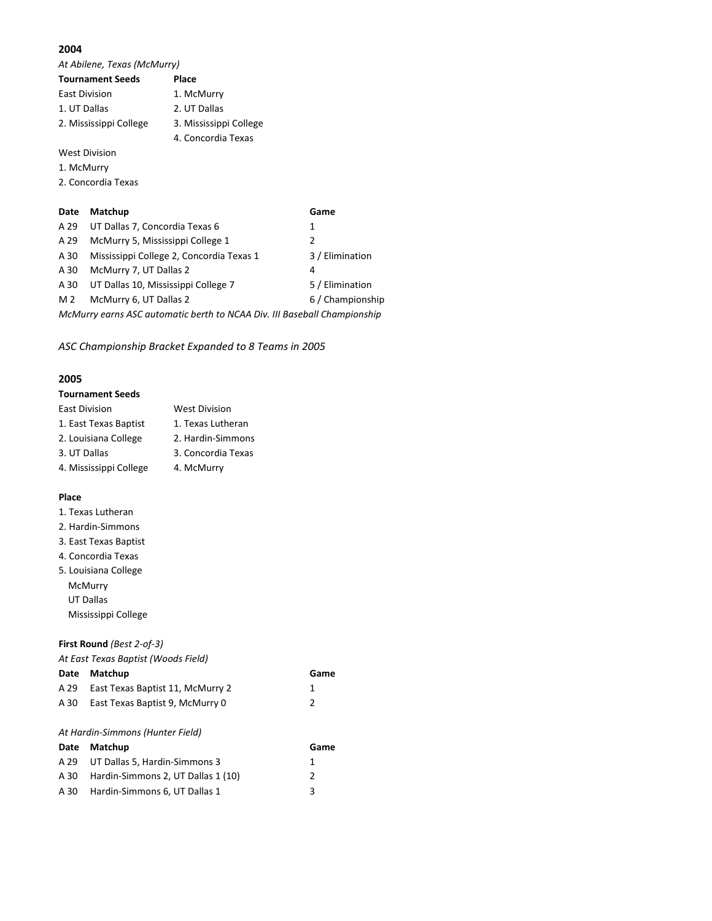## 2004

*At Abilene, Texas (McMurry)*

| Tournament Seeds | Place |
|---|---|
| East Division | 1. McMurry |
| 1. UT Dallas | 2. UT Dallas |
| 2. Mississippi College | 3. Mississippi College |
| | 4. Concordia Texas |
| West Division | |
| 1. McMurry | |
| 2. Concordia Texas | |

| Date | Matchup | Game |
|---|---|---|
| A 29 | UT Dallas 7, Concordia Texas 6 | 1 |
| A 29 | McMurry 5, Mississippi College 1 | 2 |
| A 30 | Mississippi College 2, Concordia Texas 1 | 3 / Elimination |
| A 30 | McMurry 7, UT Dallas 2 | 4 |
| A 30 | UT Dallas 10, Mississippi College 7 | 5 / Elimination |
| M 2 | McMurry 6, UT Dallas 2 | 6 / Championship |

*McMurry earns ASC automatic berth to NCAA Div. III Baseball Championship*

*ASC Championship Bracket Expanded to 8 Teams in 2005*

## 2005

**Tournament Seeds**

| East Division | West Division |
|---|---|
| 1. East Texas Baptist | 1. Texas Lutheran |
| 2. Louisiana College | 2. Hardin-Simmons |
| 3. UT Dallas | 3. Concordia Texas |
| 4. Mississippi College | 4. McMurry |

**Place**

1. Texas Lutheran
2. Hardin-Simmons
3. East Texas Baptist
4. Concordia Texas
5. Louisiana College
   McMurry
   UT Dallas
   Mississippi College

**First Round** *(Best 2-of-3)*

*At East Texas Baptist (Woods Field)*

| Date | Matchup | Game |
|---|---|---|
| A 29 | East Texas Baptist 11, McMurry 2 | 1 |
| A 30 | East Texas Baptist 9, McMurry 0 | 2 |

*At Hardin-Simmons (Hunter Field)*

| Date | Matchup | Game |
|---|---|---|
| A 29 | UT Dallas 5, Hardin-Simmons 3 | 1 |
| A 30 | Hardin-Simmons 2, UT Dallas 1 (10) | 2 |
| A 30 | Hardin-Simmons 6, UT Dallas 1 | 3 |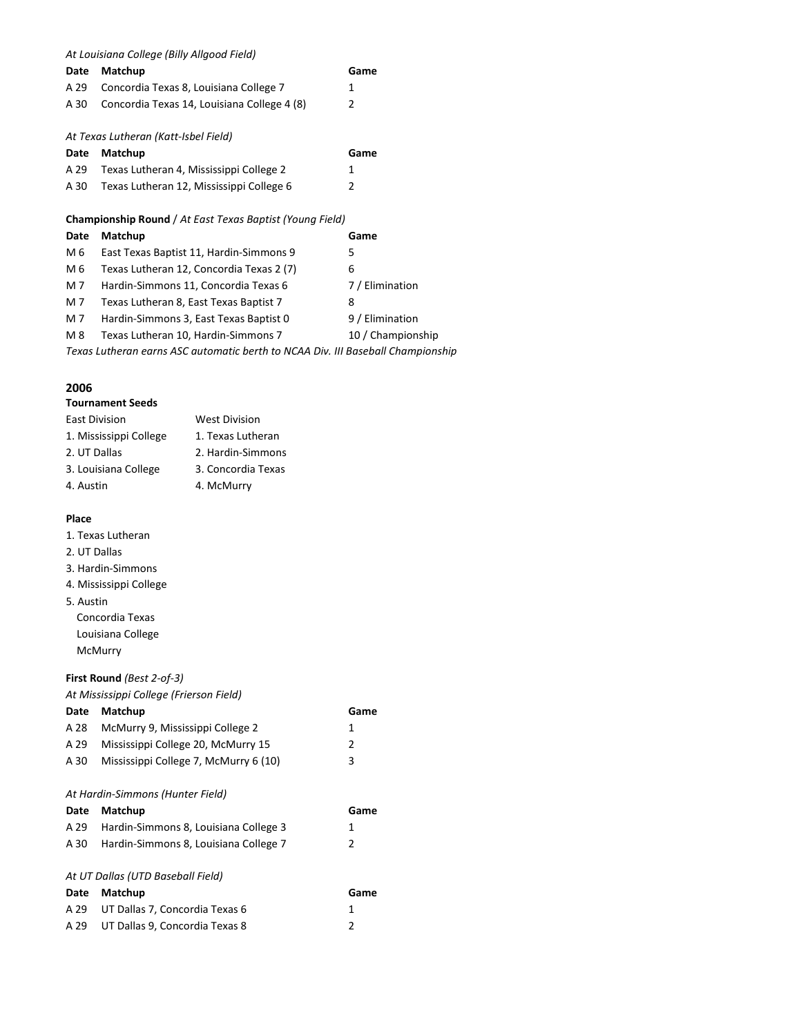*At Louisiana College (Billy Allgood Field)*

| Date | Matchup | Game |
|---|---|---|
| A 29 | Concordia Texas 8, Louisiana College 7 | 1 |
| A 30 | Concordia Texas 14, Louisiana College 4 (8) | 2 |

*At Texas Lutheran (Katt-Isbel Field)*

| Date | Matchup | Game |
|---|---|---|
| A 29 | Texas Lutheran 4, Mississippi College 2 | 1 |
| A 30 | Texas Lutheran 12, Mississippi College 6 | 2 |

**Championship Round** / *At East Texas Baptist (Young Field)*

| Date | Matchup | Game |
|---|---|---|
| M 6 | East Texas Baptist 11, Hardin-Simmons 9 | 5 |
| M 6 | Texas Lutheran 12, Concordia Texas 2 (7) | 6 |
| M 7 | Hardin-Simmons 11, Concordia Texas 6 | 7 / Elimination |
| M 7 | Texas Lutheran 8, East Texas Baptist 7 | 8 |
| M 7 | Hardin-Simmons 3, East Texas Baptist 0 | 9 / Elimination |
| M 8 | Texas Lutheran 10, Hardin-Simmons 7 | 10 / Championship |

*Texas Lutheran earns ASC automatic berth to NCAA Div. III Baseball Championship*

## 2006

**Tournament Seeds**

| East Division | West Division |
|---|---|
| 1. Mississippi College | 1. Texas Lutheran |
| 2. UT Dallas | 2. Hardin-Simmons |
| 3. Louisiana College | 3. Concordia Texas |
| 4. Austin | 4. McMurry |

**Place**

1. Texas Lutheran
2. UT Dallas
3. Hardin-Simmons
4. Mississippi College
5. Austin
   Concordia Texas
   Louisiana College
   McMurry

**First Round** *(Best 2-of-3)*

*At Mississippi College (Frierson Field)*

| Date | Matchup | Game |
|---|---|---|
| A 28 | McMurry 9, Mississippi College 2 | 1 |
| A 29 | Mississippi College 20, McMurry 15 | 2 |
| A 30 | Mississippi College 7, McMurry 6 (10) | 3 |

*At Hardin-Simmons (Hunter Field)*

| Date | Matchup | Game |
|---|---|---|
| A 29 | Hardin-Simmons 8, Louisiana College 3 | 1 |
| A 30 | Hardin-Simmons 8, Louisiana College 7 | 2 |

*At UT Dallas (UTD Baseball Field)*

| Date | Matchup | Game |
|---|---|---|
| A 29 | UT Dallas 7, Concordia Texas 6 | 1 |
| A 29 | UT Dallas 9, Concordia Texas 8 | 2 |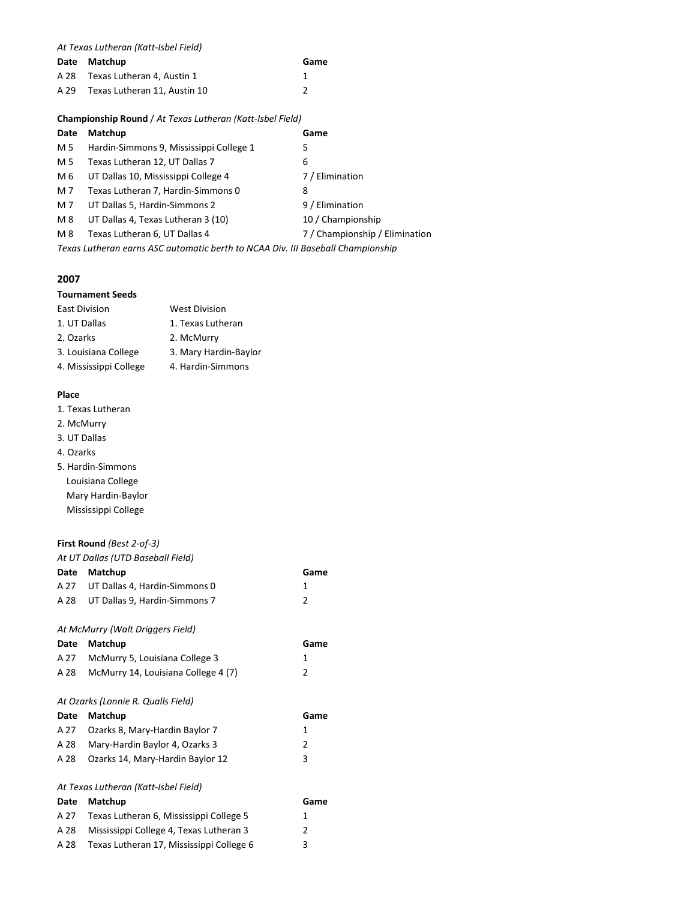*At Texas Lutheran (Katt-Isbel Field)*

| Date | Matchup | Game |
|---|---|---|
| A 28 | Texas Lutheran 4, Austin 1 | 1 |
| A 29 | Texas Lutheran 11, Austin 10 | 2 |

**Championship Round** / *At Texas Lutheran (Katt-Isbel Field)*

| Date | Matchup | Game |
|---|---|---|
| M 5 | Hardin-Simmons 9, Mississippi College 1 | 5 |
| M 5 | Texas Lutheran 12, UT Dallas 7 | 6 |
| M 6 | UT Dallas 10, Mississippi College 4 | 7 / Elimination |
| M 7 | Texas Lutheran 7, Hardin-Simmons 0 | 8 |
| M 7 | UT Dallas 5, Hardin-Simmons 2 | 9 / Elimination |
| M 8 | UT Dallas 4, Texas Lutheran 3 (10) | 10 / Championship |
| M 8 | Texas Lutheran 6, UT Dallas 4 | 7 / Championship / Elimination |

*Texas Lutheran earns ASC automatic berth to NCAA Div. III Baseball Championship*

## 2007

**Tournament Seeds**

| East Division | West Division |
|---|---|
| 1. UT Dallas | 1. Texas Lutheran |
| 2. Ozarks | 2. McMurry |
| 3. Louisiana College | 3. Mary Hardin-Baylor |
| 4. Mississippi College | 4. Hardin-Simmons |

**Place**

1. Texas Lutheran
2. McMurry
3. UT Dallas
4. Ozarks
5. Hardin-Simmons
   Louisiana College
   Mary Hardin-Baylor
   Mississippi College

**First Round** *(Best 2-of-3)*

*At UT Dallas (UTD Baseball Field)*

| Date | Matchup | Game |
|---|---|---|
| A 27 | UT Dallas 4, Hardin-Simmons 0 | 1 |
| A 28 | UT Dallas 9, Hardin-Simmons 7 | 2 |

*At McMurry (Walt Driggers Field)*

| Date | Matchup | Game |
|---|---|---|
| A 27 | McMurry 5, Louisiana College 3 | 1 |
| A 28 | McMurry 14, Louisiana College 4 (7) | 2 |

*At Ozarks (Lonnie R. Qualls Field)*

| Date | Matchup | Game |
|---|---|---|
| A 27 | Ozarks 8, Mary-Hardin Baylor 7 | 1 |
| A 28 | Mary-Hardin Baylor 4, Ozarks 3 | 2 |
| A 28 | Ozarks 14, Mary-Hardin Baylor 12 | 3 |

*At Texas Lutheran (Katt-Isbel Field)*

| Date | Matchup | Game |
|---|---|---|
| A 27 | Texas Lutheran 6, Mississippi College 5 | 1 |
| A 28 | Mississippi College 4, Texas Lutheran 3 | 2 |
| A 28 | Texas Lutheran 17, Mississippi College 6 | 3 |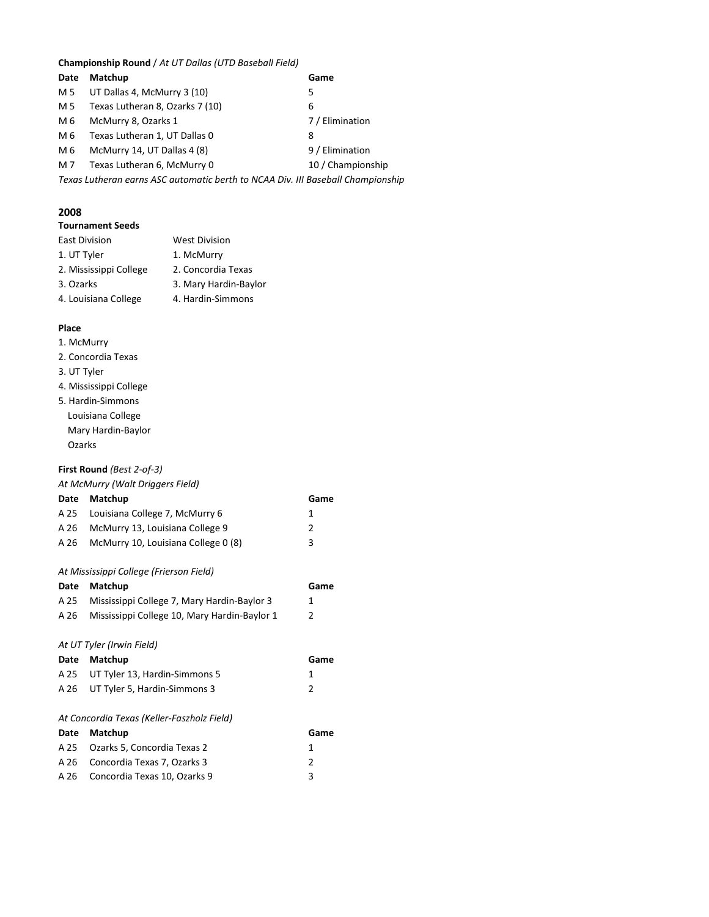**Championship Round** / *At UT Dallas (UTD Baseball Field)*

| Date | Matchup | Game |
|---|---|---|
| M 5 | UT Dallas 4, McMurry 3 (10) | 5 |
| M 5 | Texas Lutheran 8, Ozarks 7 (10) | 6 |
| M 6 | McMurry 8, Ozarks 1 | 7 / Elimination |
| M 6 | Texas Lutheran 1, UT Dallas 0 | 8 |
| M 6 | McMurry 14, UT Dallas 4 (8) | 9 / Elimination |
| M 7 | Texas Lutheran 6, McMurry 0 | 10 / Championship |

*Texas Lutheran earns ASC automatic berth to NCAA Div. III Baseball Championship*

## 2008

**Tournament Seeds**

| East Division | West Division |
|---|---|
| 1. UT Tyler | 1. McMurry |
| 2. Mississippi College | 2. Concordia Texas |
| 3. Ozarks | 3. Mary Hardin-Baylor |
| 4. Louisiana College | 4. Hardin-Simmons |

**Place**

1. McMurry
2. Concordia Texas
3. UT Tyler
4. Mississippi College
5. Hardin-Simmons
   Louisiana College
   Mary Hardin-Baylor
   Ozarks

**First Round** *(Best 2-of-3)*

*At McMurry (Walt Driggers Field)*

| Date | Matchup | Game |
|---|---|---|
| A 25 | Louisiana College 7, McMurry 6 | 1 |
| A 26 | McMurry 13, Louisiana College 9 | 2 |
| A 26 | McMurry 10, Louisiana College 0 (8) | 3 |

*At Mississippi College (Frierson Field)*

| Date | Matchup | Game |
|---|---|---|
| A 25 | Mississippi College 7, Mary Hardin-Baylor 3 | 1 |
| A 26 | Mississippi College 10, Mary Hardin-Baylor 1 | 2 |

*At UT Tyler (Irwin Field)*

| Date | Matchup | Game |
|---|---|---|
| A 25 | UT Tyler 13, Hardin-Simmons 5 | 1 |
| A 26 | UT Tyler 5, Hardin-Simmons 3 | 2 |

*At Concordia Texas (Keller-Faszholz Field)*

| Date | Matchup | Game |
|---|---|---|
| A 25 | Ozarks 5, Concordia Texas 2 | 1 |
| A 26 | Concordia Texas 7, Ozarks 3 | 2 |
| A 26 | Concordia Texas 10, Ozarks 9 | 3 |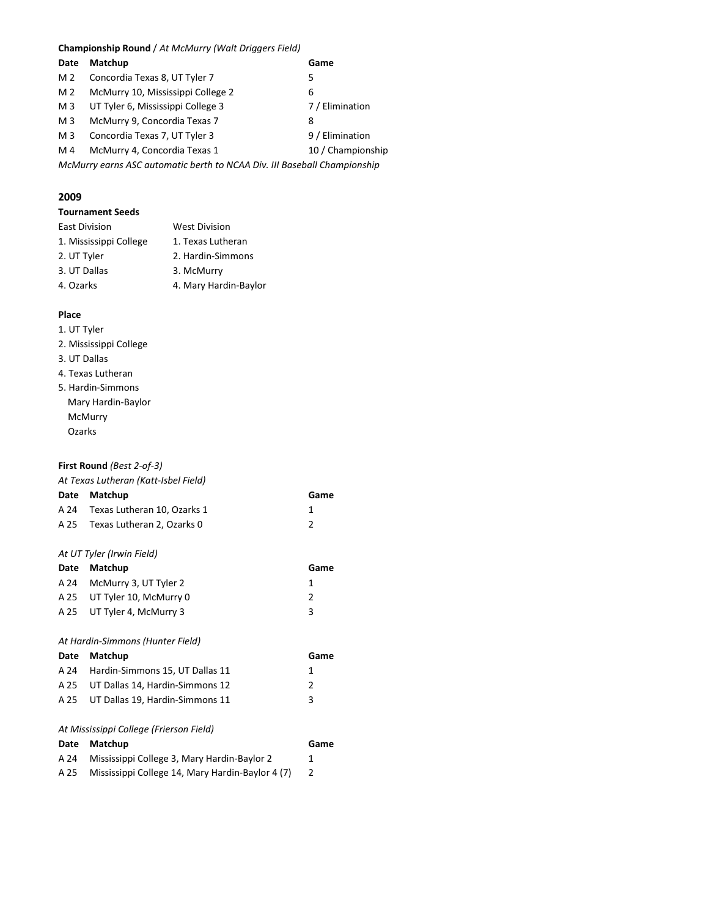**Championship Round** / *At McMurry (Walt Driggers Field)*

| Date | Matchup | Game |
|---|---|---|
| M 2 | Concordia Texas 8, UT Tyler 7 | 5 |
| M 2 | McMurry 10, Mississippi College 2 | 6 |
| M 3 | UT Tyler 6, Mississippi College 3 | 7 / Elimination |
| M 3 | McMurry 9, Concordia Texas 7 | 8 |
| M 3 | Concordia Texas 7, UT Tyler 3 | 9 / Elimination |
| M 4 | McMurry 4, Concordia Texas 1 | 10 / Championship |

*McMurry earns ASC automatic berth to NCAA Div. III Baseball Championship*

## 2009

**Tournament Seeds**

| East Division | West Division |
|---|---|
| 1. Mississippi College | 1. Texas Lutheran |
| 2. UT Tyler | 2. Hardin-Simmons |
| 3. UT Dallas | 3. McMurry |
| 4. Ozarks | 4. Mary Hardin-Baylor |

**Place**

1. UT Tyler
2. Mississippi College
3. UT Dallas
4. Texas Lutheran
5. Hardin-Simmons
   Mary Hardin-Baylor
   McMurry
   Ozarks

**First Round** *(Best 2-of-3)*

*At Texas Lutheran (Katt-Isbel Field)*

| Date | Matchup | Game |
|---|---|---|
| A 24 | Texas Lutheran 10, Ozarks 1 | 1 |
| A 25 | Texas Lutheran 2, Ozarks 0 | 2 |

*At UT Tyler (Irwin Field)*

| Date | Matchup | Game |
|---|---|---|
| A 24 | McMurry 3, UT Tyler 2 | 1 |
| A 25 | UT Tyler 10, McMurry 0 | 2 |
| A 25 | UT Tyler 4, McMurry 3 | 3 |

*At Hardin-Simmons (Hunter Field)*

| Date | Matchup | Game |
|---|---|---|
| A 24 | Hardin-Simmons 15, UT Dallas 11 | 1 |
| A 25 | UT Dallas 14, Hardin-Simmons 12 | 2 |
| A 25 | UT Dallas 19, Hardin-Simmons 11 | 3 |

*At Mississippi College (Frierson Field)*

| Date | Matchup | Game |
|---|---|---|
| A 24 | Mississippi College 3, Mary Hardin-Baylor 2 | 1 |
| A 25 | Mississippi College 14, Mary Hardin-Baylor 4 (7) | 2 |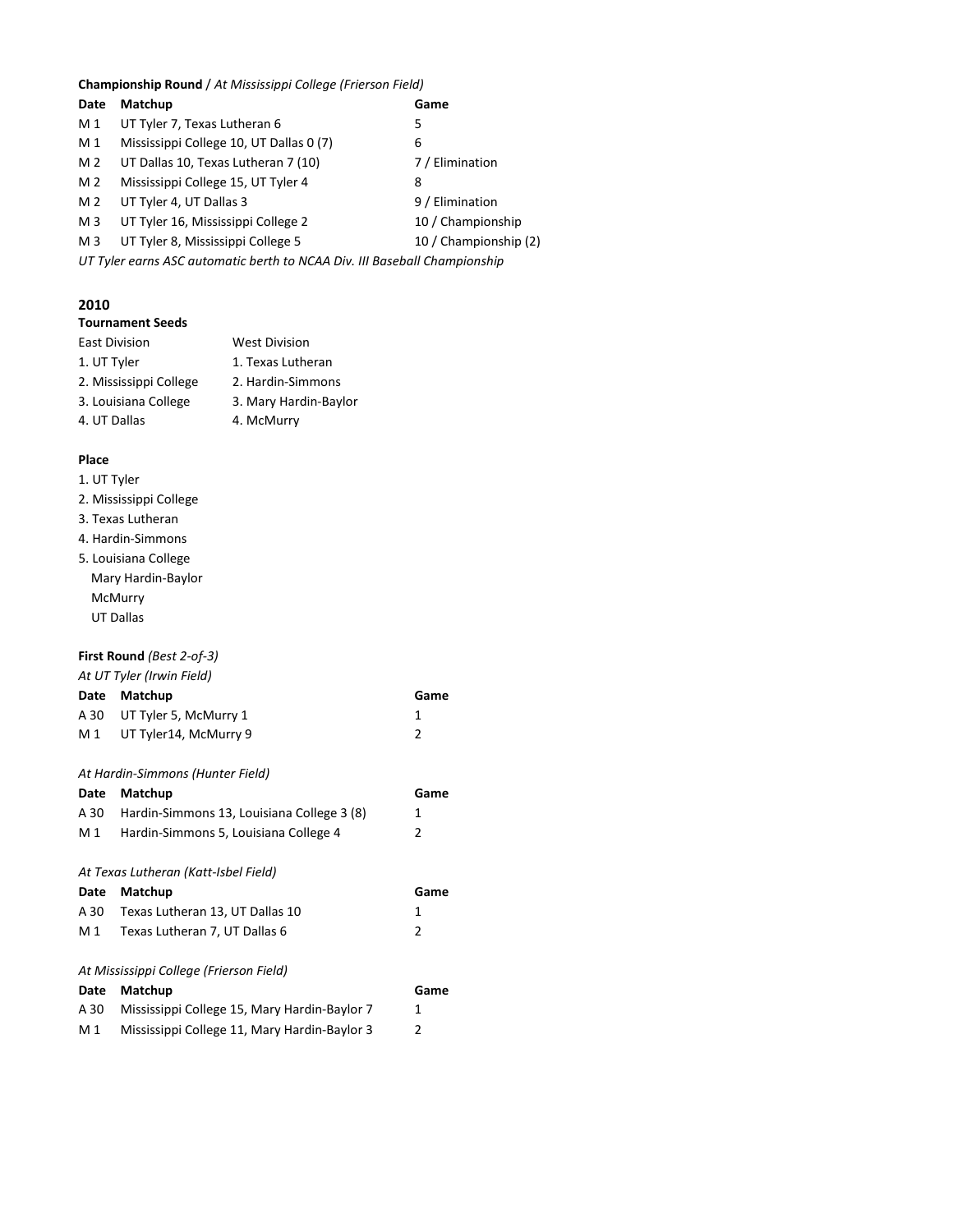**Championship Round** / *At Mississippi College (Frierson Field)*

| Date | Matchup | Game |
|---|---|---|
| M 1 | UT Tyler 7, Texas Lutheran 6 | 5 |
| M 1 | Mississippi College 10, UT Dallas 0 (7) | 6 |
| M 2 | UT Dallas 10, Texas Lutheran 7 (10) | 7 / Elimination |
| M 2 | Mississippi College 15, UT Tyler 4 | 8 |
| M 2 | UT Tyler 4, UT Dallas 3 | 9 / Elimination |
| M 3 | UT Tyler 16, Mississippi College 2 | 10 / Championship |
| M 3 | UT Tyler 8, Mississippi College 5 | 10 / Championship (2) |

*UT Tyler earns ASC automatic berth to NCAA Div. III Baseball Championship*

## 2010

**Tournament Seeds**

| East Division | West Division |
|---|---|
| 1. UT Tyler | 1. Texas Lutheran |
| 2. Mississippi College | 2. Hardin-Simmons |
| 3. Louisiana College | 3. Mary Hardin-Baylor |
| 4. UT Dallas | 4. McMurry |

**Place**

1. UT Tyler
2. Mississippi College
3. Texas Lutheran
4. Hardin-Simmons
5. Louisiana College
   Mary Hardin-Baylor
   McMurry
   UT Dallas

**First Round** *(Best 2-of-3)*

*At UT Tyler (Irwin Field)*

| Date | Matchup | Game |
|---|---|---|
| A 30 | UT Tyler 5, McMurry 1 | 1 |
| M 1 | UT Tyler14, McMurry 9 | 2 |

*At Hardin-Simmons (Hunter Field)*

| Date | Matchup | Game |
|---|---|---|
| A 30 | Hardin-Simmons 13, Louisiana College 3 (8) | 1 |
| M 1 | Hardin-Simmons 5, Louisiana College 4 | 2 |

*At Texas Lutheran (Katt-Isbel Field)*

| Date | Matchup | Game |
|---|---|---|
| A 30 | Texas Lutheran 13, UT Dallas 10 | 1 |
| M 1 | Texas Lutheran 7, UT Dallas 6 | 2 |

*At Mississippi College (Frierson Field)*

| Date | Matchup | Game |
|---|---|---|
| A 30 | Mississippi College 15, Mary Hardin-Baylor 7 | 1 |
| M 1 | Mississippi College 11, Mary Hardin-Baylor 3 | 2 |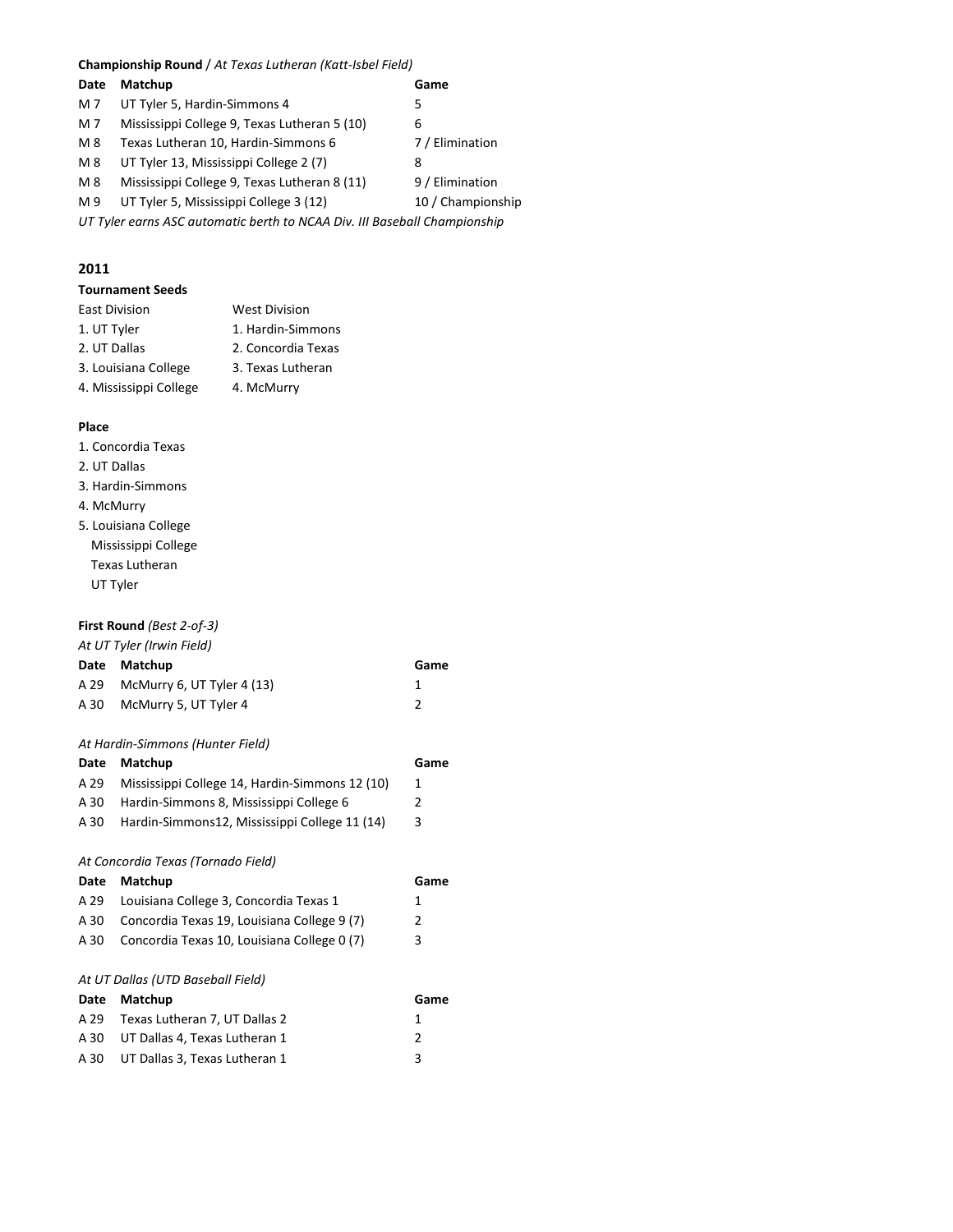**Championship Round** / *At Texas Lutheran (Katt-Isbel Field)*

| Date | Matchup | Game |
|---|---|---|
| M 7 | UT Tyler 5, Hardin-Simmons 4 | 5 |
| M 7 | Mississippi College 9, Texas Lutheran 5 (10) | 6 |
| M 8 | Texas Lutheran 10, Hardin-Simmons 6 | 7 / Elimination |
| M 8 | UT Tyler 13, Mississippi College 2 (7) | 8 |
| M 8 | Mississippi College 9, Texas Lutheran 8 (11) | 9 / Elimination |
| M 9 | UT Tyler 5, Mississippi College 3 (12) | 10 / Championship |

*UT Tyler earns ASC automatic berth to NCAA Div. III Baseball Championship*

## 2011

**Tournament Seeds**

| East Division | West Division |
|---|---|
| 1. UT Tyler | 1. Hardin-Simmons |
| 2. UT Dallas | 2. Concordia Texas |
| 3. Louisiana College | 3. Texas Lutheran |
| 4. Mississippi College | 4. McMurry |

**Place**

1. Concordia Texas
2. UT Dallas
3. Hardin-Simmons
4. McMurry
5. Louisiana College
   Mississippi College
   Texas Lutheran
   UT Tyler

**First Round** *(Best 2-of-3)*

*At UT Tyler (Irwin Field)*

| Date | Matchup | Game |
|---|---|---|
| A 29 | McMurry 6, UT Tyler 4 (13) | 1 |
| A 30 | McMurry 5, UT Tyler 4 | 2 |

*At Hardin-Simmons (Hunter Field)*

| Date | Matchup | Game |
|---|---|---|
| A 29 | Mississippi College 14, Hardin-Simmons 12 (10) | 1 |
| A 30 | Hardin-Simmons 8, Mississippi College 6 | 2 |
| A 30 | Hardin-Simmons12, Mississippi College 11 (14) | 3 |

*At Concordia Texas (Tornado Field)*

| Date | Matchup | Game |
|---|---|---|
| A 29 | Louisiana College 3, Concordia Texas 1 | 1 |
| A 30 | Concordia Texas 19, Louisiana College 9 (7) | 2 |
| A 30 | Concordia Texas 10, Louisiana College 0 (7) | 3 |

*At UT Dallas (UTD Baseball Field)*

| Date | Matchup | Game |
|---|---|---|
| A 29 | Texas Lutheran 7, UT Dallas 2 | 1 |
| A 30 | UT Dallas 4, Texas Lutheran 1 | 2 |
| A 30 | UT Dallas 3, Texas Lutheran 1 | 3 |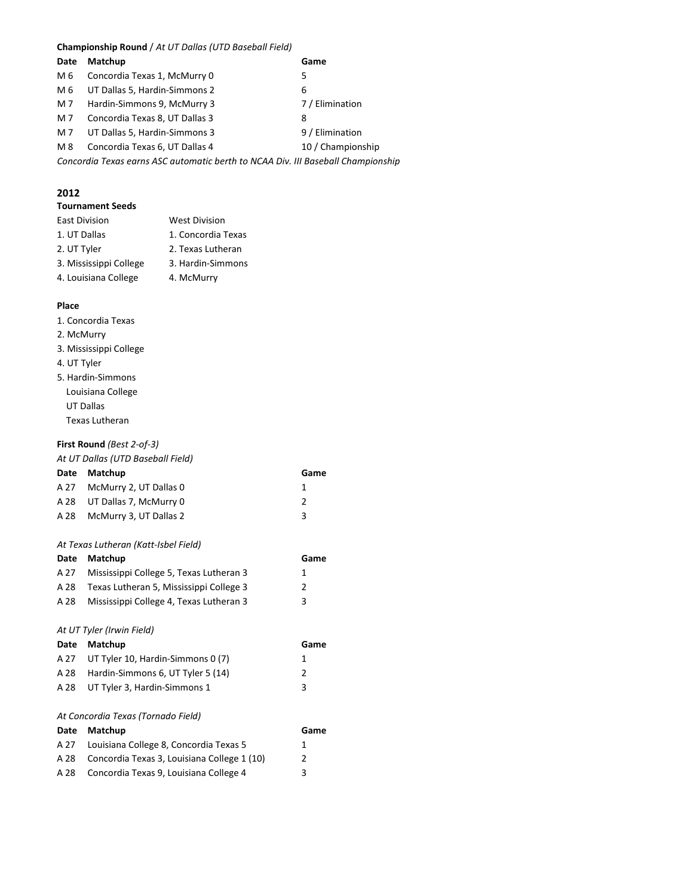**Championship Round** / *At UT Dallas (UTD Baseball Field)*

| Date | Matchup | Game |
|---|---|---|
| M 6 | Concordia Texas 1, McMurry 0 | 5 |
| M 6 | UT Dallas 5, Hardin-Simmons 2 | 6 |
| M 7 | Hardin-Simmons 9, McMurry 3 | 7 / Elimination |
| M 7 | Concordia Texas 8, UT Dallas 3 | 8 |
| M 7 | UT Dallas 5, Hardin-Simmons 3 | 9 / Elimination |
| M 8 | Concordia Texas 6, UT Dallas 4 | 10 / Championship |

*Concordia Texas earns ASC automatic berth to NCAA Div. III Baseball Championship*

## 2012

**Tournament Seeds**

| East Division | West Division |
|---|---|
| 1. UT Dallas | 1. Concordia Texas |
| 2. UT Tyler | 2. Texas Lutheran |
| 3. Mississippi College | 3. Hardin-Simmons |
| 4. Louisiana College | 4. McMurry |

**Place**

1. Concordia Texas
2. McMurry
3. Mississippi College
4. UT Tyler
5. Hardin-Simmons
   Louisiana College
   UT Dallas
   Texas Lutheran

**First Round** *(Best 2-of-3)*

*At UT Dallas (UTD Baseball Field)*

| Date | Matchup | Game |
|---|---|---|
| A 27 | McMurry 2, UT Dallas 0 | 1 |
| A 28 | UT Dallas 7, McMurry 0 | 2 |
| A 28 | McMurry 3, UT Dallas 2 | 3 |

*At Texas Lutheran (Katt-Isbel Field)*

| Date | Matchup | Game |
|---|---|---|
| A 27 | Mississippi College 5, Texas Lutheran 3 | 1 |
| A 28 | Texas Lutheran 5, Mississippi College 3 | 2 |
| A 28 | Mississippi College 4, Texas Lutheran 3 | 3 |

*At UT Tyler (Irwin Field)*

| Date | Matchup | Game |
|---|---|---|
| A 27 | UT Tyler 10, Hardin-Simmons 0 (7) | 1 |
| A 28 | Hardin-Simmons 6, UT Tyler 5 (14) | 2 |
| A 28 | UT Tyler 3, Hardin-Simmons 1 | 3 |

*At Concordia Texas (Tornado Field)*

| Date | Matchup | Game |
|---|---|---|
| A 27 | Louisiana College 8, Concordia Texas 5 | 1 |
| A 28 | Concordia Texas 3, Louisiana College 1 (10) | 2 |
| A 28 | Concordia Texas 9, Louisiana College 4 | 3 |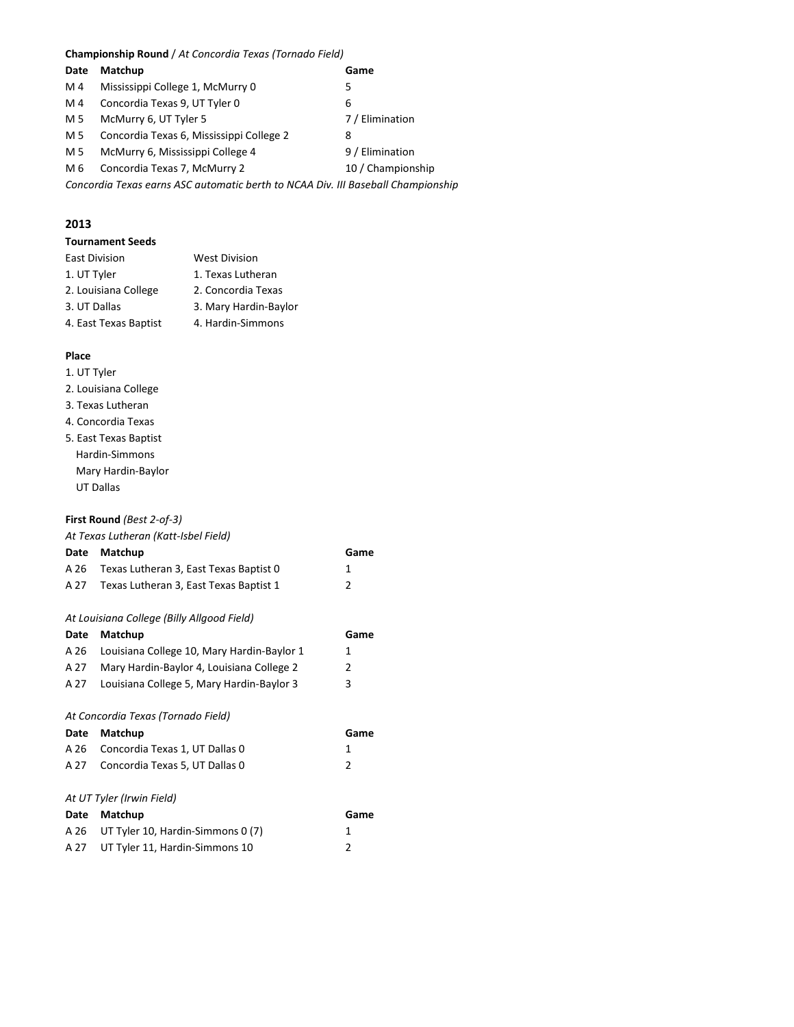**Championship Round** / *At Concordia Texas (Tornado Field)*

| Date | Matchup | Game |
|---|---|---|
| M 4 | Mississippi College 1, McMurry 0 | 5 |
| M 4 | Concordia Texas 9, UT Tyler 0 | 6 |
| M 5 | McMurry 6, UT Tyler 5 | 7 / Elimination |
| M 5 | Concordia Texas 6, Mississippi College 2 | 8 |
| M 5 | McMurry 6, Mississippi College 4 | 9 / Elimination |
| M 6 | Concordia Texas 7, McMurry 2 | 10 / Championship |

*Concordia Texas earns ASC automatic berth to NCAA Div. III Baseball Championship*

## 2013

**Tournament Seeds**

| East Division | West Division |
|---|---|
| 1. UT Tyler | 1. Texas Lutheran |
| 2. Louisiana College | 2. Concordia Texas |
| 3. UT Dallas | 3. Mary Hardin-Baylor |
| 4. East Texas Baptist | 4. Hardin-Simmons |

**Place**

1. UT Tyler
2. Louisiana College
3. Texas Lutheran
4. Concordia Texas
5. East Texas Baptist
   Hardin-Simmons
   Mary Hardin-Baylor
   UT Dallas

**First Round** *(Best 2-of-3)*

*At Texas Lutheran (Katt-Isbel Field)*

| Date | Matchup | Game |
|---|---|---|
| A 26 | Texas Lutheran 3, East Texas Baptist 0 | 1 |
| A 27 | Texas Lutheran 3, East Texas Baptist 1 | 2 |

*At Louisiana College (Billy Allgood Field)*

| Date | Matchup | Game |
|---|---|---|
| A 26 | Louisiana College 10, Mary Hardin-Baylor 1 | 1 |
| A 27 | Mary Hardin-Baylor 4, Louisiana College 2 | 2 |
| A 27 | Louisiana College 5, Mary Hardin-Baylor 3 | 3 |

*At Concordia Texas (Tornado Field)*

| Date | Matchup | Game |
|---|---|---|
| A 26 | Concordia Texas 1, UT Dallas 0 | 1 |
| A 27 | Concordia Texas 5, UT Dallas 0 | 2 |

*At UT Tyler (Irwin Field)*

| Date | Matchup | Game |
|---|---|---|
| A 26 | UT Tyler 10, Hardin-Simmons 0 (7) | 1 |
| A 27 | UT Tyler 11, Hardin-Simmons 10 | 2 |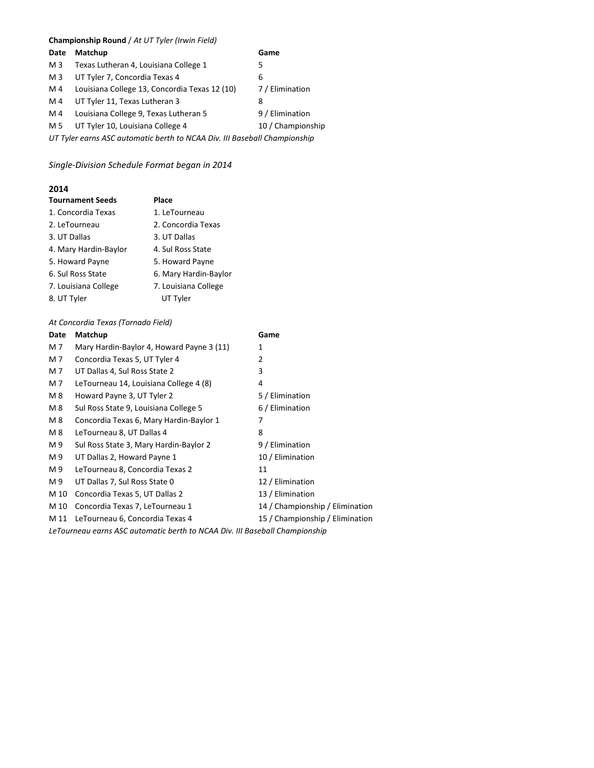**Championship Round** / *At UT Tyler (Irwin Field)*

| Date | Matchup | Game |
|---|---|---|
| M 3 | Texas Lutheran 4, Louisiana College 1 | 5 |
| M 3 | UT Tyler 7, Concordia Texas 4 | 6 |
| M 4 | Louisiana College 13, Concordia Texas 12 (10) | 7 / Elimination |
| M 4 | UT Tyler 11, Texas Lutheran 3 | 8 |
| M 4 | Louisiana College 9, Texas Lutheran 5 | 9 / Elimination |
| M 5 | UT Tyler 10, Louisiana College 4 | 10 / Championship |

*UT Tyler earns ASC automatic berth to NCAA Div. III Baseball Championship*

*Single-Division Schedule Format began in 2014*

## 2014

| Tournament Seeds | Place |
|---|---|
| 1. Concordia Texas | 1. LeTourneau |
| 2. LeTourneau | 2. Concordia Texas |
| 3. UT Dallas | 3. UT Dallas |
| 4. Mary Hardin-Baylor | 4. Sul Ross State |
| 5. Howard Payne | 5. Howard Payne |
| 6. Sul Ross State | 6. Mary Hardin-Baylor |
| 7. Louisiana College | 7. Louisiana College |
| 8. UT Tyler | UT Tyler |

*At Concordia Texas (Tornado Field)*

| Date | Matchup | Game |
|---|---|---|
| M 7 | Mary Hardin-Baylor 4, Howard Payne 3 (11) | 1 |
| M 7 | Concordia Texas 5, UT Tyler 4 | 2 |
| M 7 | UT Dallas 4, Sul Ross State 2 | 3 |
| M 7 | LeTourneau 14, Louisiana College 4 (8) | 4 |
| M 8 | Howard Payne 3, UT Tyler 2 | 5 / Elimination |
| M 8 | Sul Ross State 9, Louisiana College 5 | 6 / Elimination |
| M 8 | Concordia Texas 6, Mary Hardin-Baylor 1 | 7 |
| M 8 | LeTourneau 8, UT Dallas 4 | 8 |
| M 9 | Sul Ross State 3, Mary Hardin-Baylor 2 | 9 / Elimination |
| M 9 | UT Dallas 2, Howard Payne 1 | 10 / Elimination |
| M 9 | LeTourneau 8, Concordia Texas 2 | 11 |
| M 9 | UT Dallas 7, Sul Ross State 0 | 12 / Elimination |
| M 10 | Concordia Texas 5, UT Dallas 2 | 13 / Elimination |
| M 10 | Concordia Texas 7, LeTourneau 1 | 14 / Championship / Elimination |
| M 11 | LeTourneau 6, Concordia Texas 4 | 15 / Championship / Elimination |

*LeTourneau earns ASC automatic berth to NCAA Div. III Baseball Championship*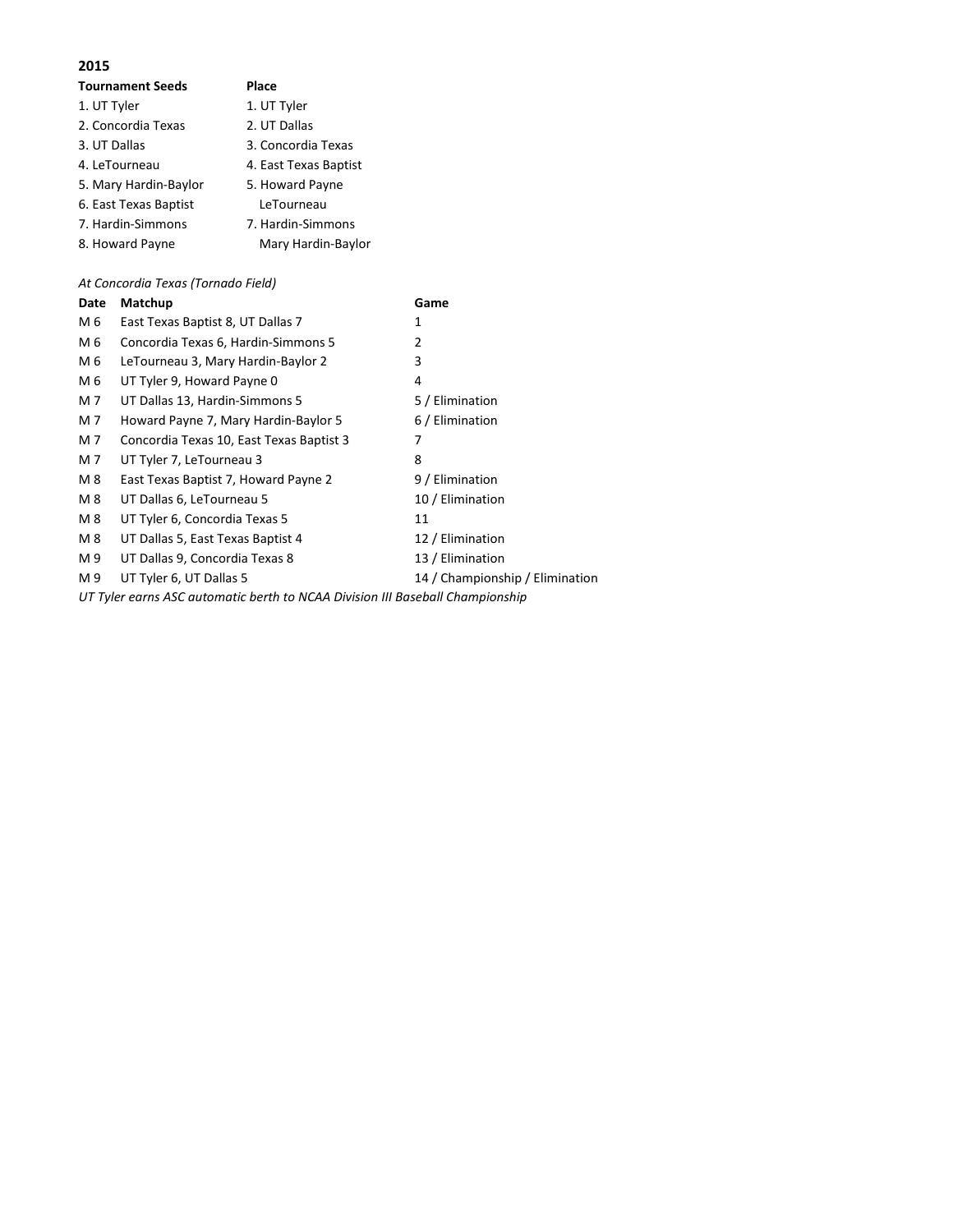**2015**

| Tournament Seeds | Place |
|---|---|
| 1. UT Tyler | 1. UT Tyler |
| 2. Concordia Texas | 2. UT Dallas |
| 3. UT Dallas | 3. Concordia Texas |
| 4. LeTourneau | 4. East Texas Baptist |
| 5. Mary Hardin-Baylor | 5. Howard Payne |
| 6. East Texas Baptist | LeTourneau |
| 7. Hardin-Simmons | 7. Hardin-Simmons |
| 8. Howard Payne | Mary Hardin-Baylor |

*At Concordia Texas (Tornado Field)*

| Date | Matchup | Game |
|---|---|---|
| M 6 | East Texas Baptist 8, UT Dallas 7 | 1 |
| M 6 | Concordia Texas 6, Hardin-Simmons 5 | 2 |
| M 6 | LeTourneau 3, Mary Hardin-Baylor 2 | 3 |
| M 6 | UT Tyler 9, Howard Payne 0 | 4 |
| M 7 | UT Dallas 13, Hardin-Simmons 5 | 5 / Elimination |
| M 7 | Howard Payne 7, Mary Hardin-Baylor 5 | 6 / Elimination |
| M 7 | Concordia Texas 10, East Texas Baptist 3 | 7 |
| M 7 | UT Tyler 7, LeTourneau 3 | 8 |
| M 8 | East Texas Baptist 7, Howard Payne 2 | 9 / Elimination |
| M 8 | UT Dallas 6, LeTourneau 5 | 10 / Elimination |
| M 8 | UT Tyler 6, Concordia Texas 5 | 11 |
| M 8 | UT Dallas 5, East Texas Baptist 4 | 12 / Elimination |
| M 9 | UT Dallas 9, Concordia Texas 8 | 13 / Elimination |
| M 9 | UT Tyler 6, UT Dallas 5 | 14 / Championship / Elimination |

*UT Tyler earns ASC automatic berth to NCAA Division III Baseball Championship*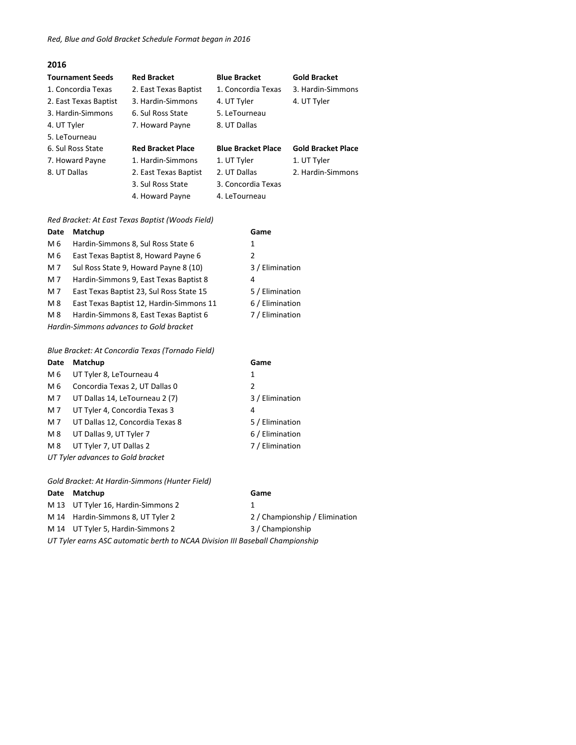*Red, Blue and Gold Bracket Schedule Format began in 2016*

## 2016

| Tournament Seeds | Red Bracket | Blue Bracket | Gold Bracket |
|---|---|---|---|
| 1. Concordia Texas | 2. East Texas Baptist | 1. Concordia Texas | 3. Hardin-Simmons |
| 2. East Texas Baptist | 3. Hardin-Simmons | 4. UT Tyler | 4. UT Tyler |
| 3. Hardin-Simmons | 6. Sul Ross State | 5. LeTourneau | |
| 4. UT Tyler | 7. Howard Payne | 8. UT Dallas | |
| 5. LeTourneau | | | |
| 6. Sul Ross State | **Red Bracket Place** | **Blue Bracket Place** | **Gold Bracket Place** |
| 7. Howard Payne | 1. Hardin-Simmons | 1. UT Tyler | 1. UT Tyler |
| 8. UT Dallas | 2. East Texas Baptist | 2. UT Dallas | 2. Hardin-Simmons |
| | 3. Sul Ross State | 3. Concordia Texas | |
| | 4. Howard Payne | 4. LeTourneau | |

*Red Bracket: At East Texas Baptist (Woods Field)*

| Date | Matchup | Game |
|---|---|---|
| M 6 | Hardin-Simmons 8, Sul Ross State 6 | 1 |
| M 6 | East Texas Baptist 8, Howard Payne 6 | 2 |
| M 7 | Sul Ross State 9, Howard Payne 8 (10) | 3 / Elimination |
| M 7 | Hardin-Simmons 9, East Texas Baptist 8 | 4 |
| M 7 | East Texas Baptist 23, Sul Ross State 15 | 5 / Elimination |
| M 8 | East Texas Baptist 12, Hardin-Simmons 11 | 6 / Elimination |
| M 8 | Hardin-Simmons 8, East Texas Baptist 6 | 7 / Elimination |

*Hardin-Simmons advances to Gold bracket*

*Blue Bracket: At Concordia Texas (Tornado Field)*

| Date | Matchup | Game |
|---|---|---|
| M 6 | UT Tyler 8, LeTourneau 4 | 1 |
| M 6 | Concordia Texas 2, UT Dallas 0 | 2 |
| M 7 | UT Dallas 14, LeTourneau 2 (7) | 3 / Elimination |
| M 7 | UT Tyler 4, Concordia Texas 3 | 4 |
| M 7 | UT Dallas 12, Concordia Texas 8 | 5 / Elimination |
| M 8 | UT Dallas 9, UT Tyler 7 | 6 / Elimination |
| M 8 | UT Tyler 7, UT Dallas 2 | 7 / Elimination |

*UT Tyler advances to Gold bracket*

*Gold Bracket: At Hardin-Simmons (Hunter Field)*

| Date | Matchup | Game |
|---|---|---|
| M 13 | UT Tyler 16, Hardin-Simmons 2 | 1 |
| M 14 | Hardin-Simmons 8, UT Tyler 2 | 2 / Championship / Elimination |
| M 14 | UT Tyler 5, Hardin-Simmons 2 | 3 / Championship |

*UT Tyler earns ASC automatic berth to NCAA Division III Baseball Championship*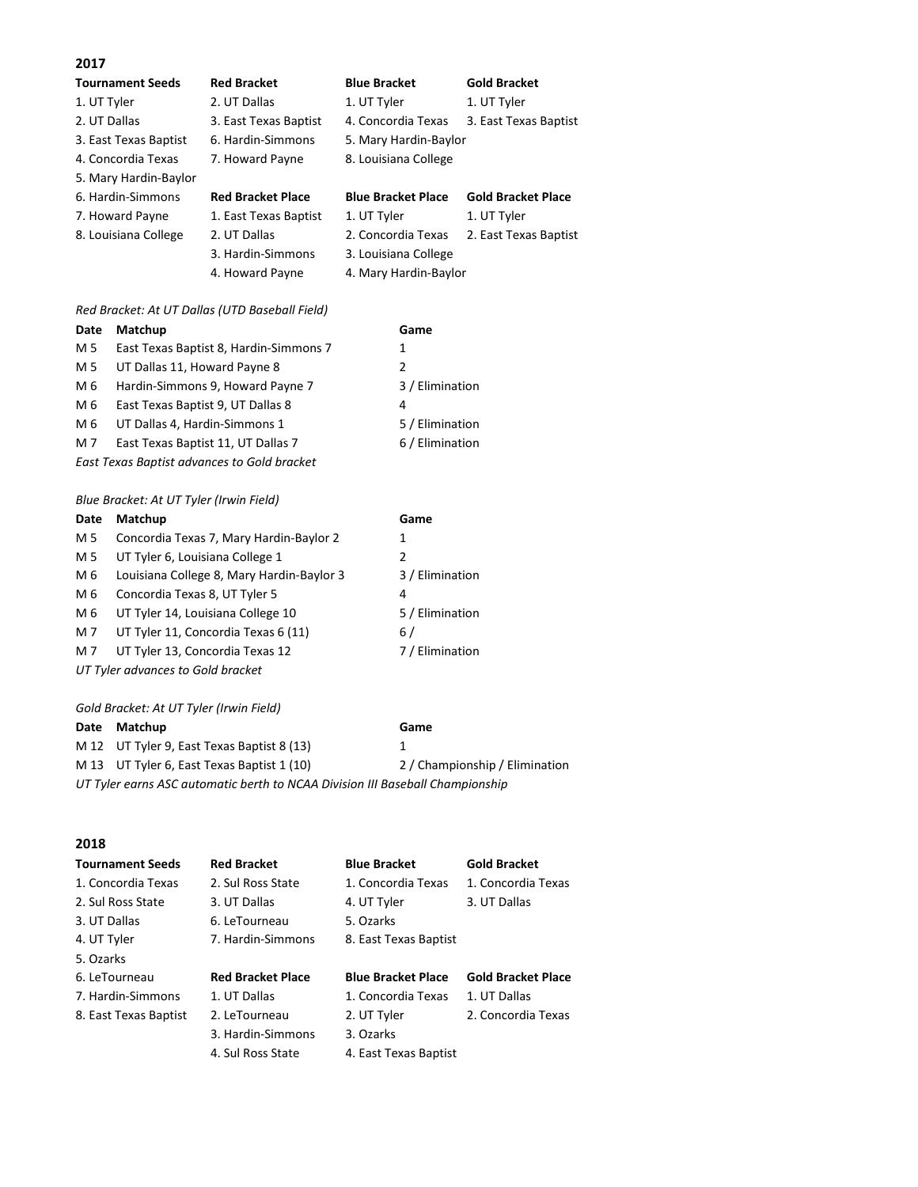## 2017

| Tournament Seeds | Red Bracket | Blue Bracket | Gold Bracket |
|---|---|---|---|
| 1. UT Tyler | 2. UT Dallas | 1. UT Tyler | 1. UT Tyler |
| 2. UT Dallas | 3. East Texas Baptist | 4. Concordia Texas | 3. East Texas Baptist |
| 3. East Texas Baptist | 6. Hardin-Simmons | 5. Mary Hardin-Baylor | |
| 4. Concordia Texas | 7. Howard Payne | 8. Louisiana College | |
| 5. Mary Hardin-Baylor | | | |
| 6. Hardin-Simmons | **Red Bracket Place** | **Blue Bracket Place** | **Gold Bracket Place** |
| 7. Howard Payne | 1. East Texas Baptist | 1. UT Tyler | 1. UT Tyler |
| 8. Louisiana College | 2. UT Dallas | 2. Concordia Texas | 2. East Texas Baptist |
| | 3. Hardin-Simmons | 3. Louisiana College | |
| | 4. Howard Payne | 4. Mary Hardin-Baylor | |

*Red Bracket: At UT Dallas (UTD Baseball Field)*

| Date | Matchup | Game |
|---|---|---|
| M 5 | East Texas Baptist 8, Hardin-Simmons 7 | 1 |
| M 5 | UT Dallas 11, Howard Payne 8 | 2 |
| M 6 | Hardin-Simmons 9, Howard Payne 7 | 3 / Elimination |
| M 6 | East Texas Baptist 9, UT Dallas 8 | 4 |
| M 6 | UT Dallas 4, Hardin-Simmons 1 | 5 / Elimination |
| M 7 | East Texas Baptist 11, UT Dallas 7 | 6 / Elimination |

*East Texas Baptist advances to Gold bracket*

*Blue Bracket: At UT Tyler (Irwin Field)*

| Date | Matchup | Game |
|---|---|---|
| M 5 | Concordia Texas 7, Mary Hardin-Baylor 2 | 1 |
| M 5 | UT Tyler 6, Louisiana College 1 | 2 |
| M 6 | Louisiana College 8, Mary Hardin-Baylor 3 | 3 / Elimination |
| M 6 | Concordia Texas 8, UT Tyler 5 | 4 |
| M 6 | UT Tyler 14, Louisiana College 10 | 5 / Elimination |
| M 7 | UT Tyler 11, Concordia Texas 6 (11) | 6 / |
| M 7 | UT Tyler 13, Concordia Texas 12 | 7 / Elimination |

*UT Tyler advances to Gold bracket*

*Gold Bracket: At UT Tyler (Irwin Field)*

| Date | Matchup | Game |
|---|---|---|
| M 12 | UT Tyler 9, East Texas Baptist 8 (13) | 1 |
| M 13 | UT Tyler 6, East Texas Baptist 1 (10) | 2 / Championship / Elimination |

*UT Tyler earns ASC automatic berth to NCAA Division III Baseball Championship*

## 2018

| Tournament Seeds | Red Bracket | Blue Bracket | Gold Bracket |
|---|---|---|---|
| 1. Concordia Texas | 2. Sul Ross State | 1. Concordia Texas | 1. Concordia Texas |
| 2. Sul Ross State | 3. UT Dallas | 4. UT Tyler | 3. UT Dallas |
| 3. UT Dallas | 6. LeTourneau | 5. Ozarks | |
| 4. UT Tyler | 7. Hardin-Simmons | 8. East Texas Baptist | |
| 5. Ozarks | | | |
| 6. LeTourneau | **Red Bracket Place** | **Blue Bracket Place** | **Gold Bracket Place** |
| 7. Hardin-Simmons | 1. UT Dallas | 1. Concordia Texas | 1. UT Dallas |
| 8. East Texas Baptist | 2. LeTourneau | 2. UT Tyler | 2. Concordia Texas |
| | 3. Hardin-Simmons | 3. Ozarks | |
| | 4. Sul Ross State | 4. East Texas Baptist | |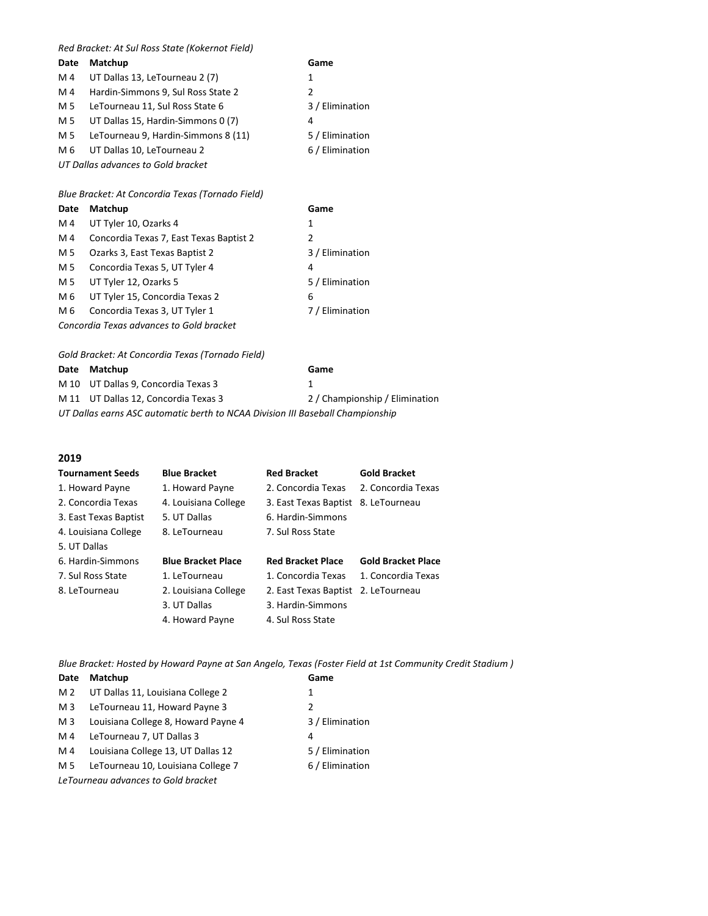*Red Bracket: At Sul Ross State (Kokernot Field)*

| Date | Matchup | Game |
|---|---|---|
| M 4 | UT Dallas 13, LeTourneau 2 (7) | 1 |
| M 4 | Hardin-Simmons 9, Sul Ross State 2 | 2 |
| M 5 | LeTourneau 11, Sul Ross State 6 | 3 / Elimination |
| M 5 | UT Dallas 15, Hardin-Simmons 0 (7) | 4 |
| M 5 | LeTourneau 9, Hardin-Simmons 8 (11) | 5 / Elimination |
| M 6 | UT Dallas 10, LeTourneau 2 | 6 / Elimination |

*UT Dallas advances to Gold bracket*

*Blue Bracket: At Concordia Texas (Tornado Field)*

| Date | Matchup | Game |
|---|---|---|
| M 4 | UT Tyler 10, Ozarks 4 | 1 |
| M 4 | Concordia Texas 7, East Texas Baptist 2 | 2 |
| M 5 | Ozarks 3, East Texas Baptist 2 | 3 / Elimination |
| M 5 | Concordia Texas 5, UT Tyler 4 | 4 |
| M 5 | UT Tyler 12, Ozarks 5 | 5 / Elimination |
| M 6 | UT Tyler 15, Concordia Texas 2 | 6 |
| M 6 | Concordia Texas 3, UT Tyler 1 | 7 / Elimination |

*Concordia Texas advances to Gold bracket*

*Gold Bracket: At Concordia Texas (Tornado Field)*

| Date | Matchup | Game |
|---|---|---|
| M 10 | UT Dallas 9, Concordia Texas 3 | 1 |
| M 11 | UT Dallas 12, Concordia Texas 3 | 2 / Championship / Elimination |

*UT Dallas earns ASC automatic berth to NCAA Division III Baseball Championship*

## 2019

| Tournament Seeds | Blue Bracket | Red Bracket | Gold Bracket |
|---|---|---|---|
| 1. Howard Payne | 1. Howard Payne | 2. Concordia Texas | 2. Concordia Texas |
| 2. Concordia Texas | 4. Louisiana College | 3. East Texas Baptist | 8. LeTourneau |
| 3. East Texas Baptist | 5. UT Dallas | 6. Hardin-Simmons | |
| 4. Louisiana College | 8. LeTourneau | 7. Sul Ross State | |
| 5. UT Dallas | | | |
| 6. Hardin-Simmons | **Blue Bracket Place** | **Red Bracket Place** | **Gold Bracket Place** |
| 7. Sul Ross State | 1. LeTourneau | 1. Concordia Texas | 1. Concordia Texas |
| 8. LeTourneau | 2. Louisiana College | 2. East Texas Baptist | 2. LeTourneau |
| | 3. UT Dallas | 3. Hardin-Simmons | |
| | 4. Howard Payne | 4. Sul Ross State | |

*Blue Bracket: Hosted by Howard Payne at San Angelo, Texas (Foster Field at 1st Community Credit Stadium )*

| Date | Matchup | Game |
|---|---|---|
| M 2 | UT Dallas 11, Louisiana College 2 | 1 |
| M 3 | LeTourneau 11, Howard Payne 3 | 2 |
| M 3 | Louisiana College 8, Howard Payne 4 | 3 / Elimination |
| M 4 | LeTourneau 7, UT Dallas 3 | 4 |
| M 4 | Louisiana College 13, UT Dallas 12 | 5 / Elimination |
| M 5 | LeTourneau 10, Louisiana College 7 | 6 / Elimination |

*LeTourneau advances to Gold bracket*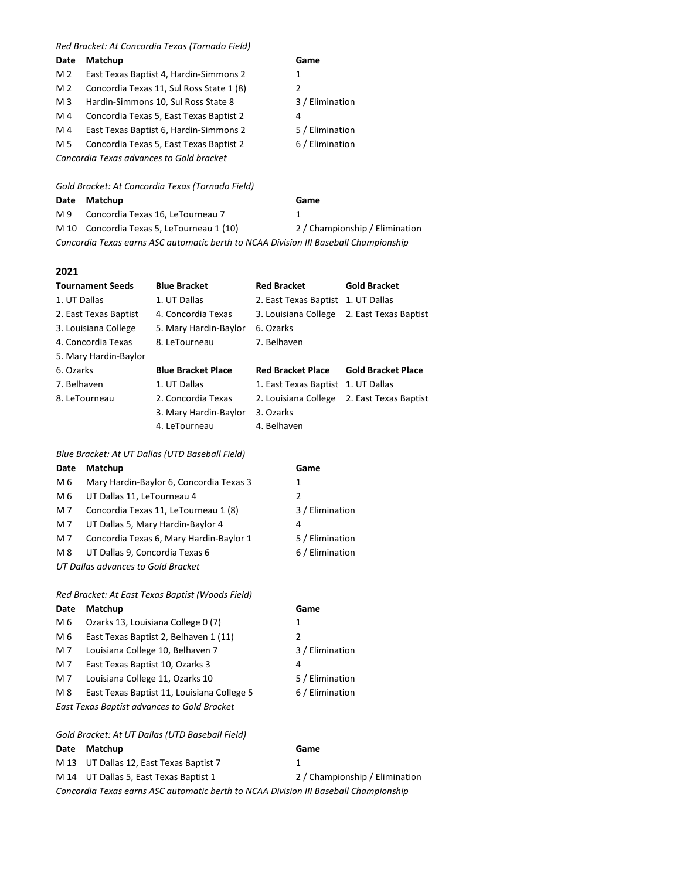*Red Bracket: At Concordia Texas (Tornado Field)*

| Date | Matchup | Game |
|---|---|---|
| M 2 | East Texas Baptist 4, Hardin-Simmons 2 | 1 |
| M 2 | Concordia Texas 11, Sul Ross State 1 (8) | 2 |
| M 3 | Hardin-Simmons 10, Sul Ross State 8 | 3 / Elimination |
| M 4 | Concordia Texas 5, East Texas Baptist 2 | 4 |
| M 4 | East Texas Baptist 6, Hardin-Simmons 2 | 5 / Elimination |
| M 5 | Concordia Texas 5, East Texas Baptist 2 | 6 / Elimination |

*Concordia Texas advances to Gold bracket*

*Gold Bracket: At Concordia Texas (Tornado Field)*

| Date | Matchup | Game |
|---|---|---|
| M 9 | Concordia Texas 16, LeTourneau 7 | 1 |
| M 10 | Concordia Texas 5, LeTourneau 1 (10) | 2 / Championship / Elimination |

*Concordia Texas earns ASC automatic berth to NCAA Division III Baseball Championship*

## 2021

| Tournament Seeds | Blue Bracket | Red Bracket | Gold Bracket |
|---|---|---|---|
| 1. UT Dallas | 1. UT Dallas | 2. East Texas Baptist | 1. UT Dallas |
| 2. East Texas Baptist | 4. Concordia Texas | 3. Louisiana College | 2. East Texas Baptist |
| 3. Louisiana College | 5. Mary Hardin-Baylor | 6. Ozarks | |
| 4. Concordia Texas | 8. LeTourneau | 7. Belhaven | |
| 5. Mary Hardin-Baylor | | | |
| 6. Ozarks | **Blue Bracket Place** | **Red Bracket Place** | **Gold Bracket Place** |
| 7. Belhaven | 1. UT Dallas | 1. East Texas Baptist | 1. UT Dallas |
| 8. LeTourneau | 2. Concordia Texas | 2. Louisiana College | 2. East Texas Baptist |
| | 3. Mary Hardin-Baylor | 3. Ozarks | |
| | 4. LeTourneau | 4. Belhaven | |

*Blue Bracket: At UT Dallas (UTD Baseball Field)*

| Date | Matchup | Game |
|---|---|---|
| M 6 | Mary Hardin-Baylor 6, Concordia Texas 3 | 1 |
| M 6 | UT Dallas 11, LeTourneau 4 | 2 |
| M 7 | Concordia Texas 11, LeTourneau 1 (8) | 3 / Elimination |
| M 7 | UT Dallas 5, Mary Hardin-Baylor 4 | 4 |
| M 7 | Concordia Texas 6, Mary Hardin-Baylor 1 | 5 / Elimination |
| M 8 | UT Dallas 9, Concordia Texas 6 | 6 / Elimination |

*UT Dallas advances to Gold Bracket*

*Red Bracket: At East Texas Baptist (Woods Field)*

| Date | Matchup | Game |
|---|---|---|
| M 6 | Ozarks 13, Louisiana College 0 (7) | 1 |
| M 6 | East Texas Baptist 2, Belhaven 1 (11) | 2 |
| M 7 | Louisiana College 10, Belhaven 7 | 3 / Elimination |
| M 7 | East Texas Baptist 10, Ozarks 3 | 4 |
| M 7 | Louisiana College 11, Ozarks 10 | 5 / Elimination |
| M 8 | East Texas Baptist 11, Louisiana College 5 | 6 / Elimination |

*East Texas Baptist advances to Gold Bracket*

*Gold Bracket: At UT Dallas (UTD Baseball Field)*

| Date | Matchup | Game |
|---|---|---|
| M 13 | UT Dallas 12, East Texas Baptist 7 | 1 |
| M 14 | UT Dallas 5, East Texas Baptist 1 | 2 / Championship / Elimination |

*Concordia Texas earns ASC automatic berth to NCAA Division III Baseball Championship*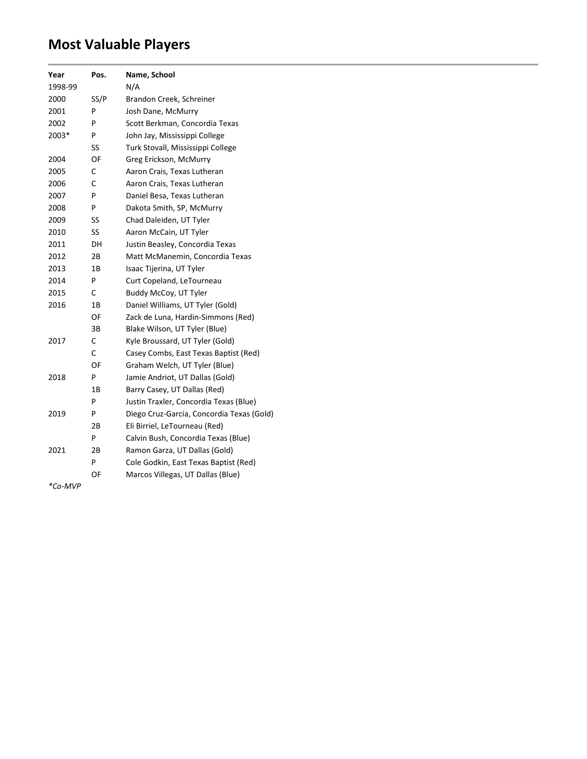# Most Valuable Players

| Year | Pos. | Name, School |
| --- | --- | --- |
| 1998-99 | | N/A |
| 2000 | SS/P | Brandon Creek, Schreiner |
| 2001 | P | Josh Dane, McMurry |
| 2002 | P | Scott Berkman, Concordia Texas |
| 2003* | P | John Jay, Mississippi College |
| | SS | Turk Stovall, Mississippi College |
| 2004 | OF | Greg Erickson, McMurry |
| 2005 | C | Aaron Crais, Texas Lutheran |
| 2006 | C | Aaron Crais, Texas Lutheran |
| 2007 | P | Daniel Besa, Texas Lutheran |
| 2008 | P | Dakota Smith, SP, McMurry |
| 2009 | SS | Chad Daleiden, UT Tyler |
| 2010 | SS | Aaron McCain, UT Tyler |
| 2011 | DH | Justin Beasley, Concordia Texas |
| 2012 | 2B | Matt McManemin, Concordia Texas |
| 2013 | 1B | Isaac Tijerina, UT Tyler |
| 2014 | P | Curt Copeland, LeTourneau |
| 2015 | C | Buddy McCoy, UT Tyler |
| 2016 | 1B | Daniel Williams, UT Tyler (Gold) |
| | OF | Zack de Luna, Hardin-Simmons (Red) |
| | 3B | Blake Wilson, UT Tyler (Blue) |
| 2017 | C | Kyle Broussard, UT Tyler (Gold) |
| | C | Casey Combs, East Texas Baptist (Red) |
| | OF | Graham Welch, UT Tyler (Blue) |
| 2018 | P | Jamie Andriot, UT Dallas (Gold) |
| | 1B | Barry Casey, UT Dallas (Red) |
| | P | Justin Traxler, Concordia Texas (Blue) |
| 2019 | P | Diego Cruz-Garcia, Concordia Texas (Gold) |
| | 2B | Eli Birriel, LeTourneau (Red) |
| | P | Calvin Bush, Concordia Texas (Blue) |
| 2021 | 2B | Ramon Garza, UT Dallas (Gold) |
| | P | Cole Godkin, East Texas Baptist (Red) |
| | OF | Marcos Villegas, UT Dallas (Blue) |

*Co-MVP*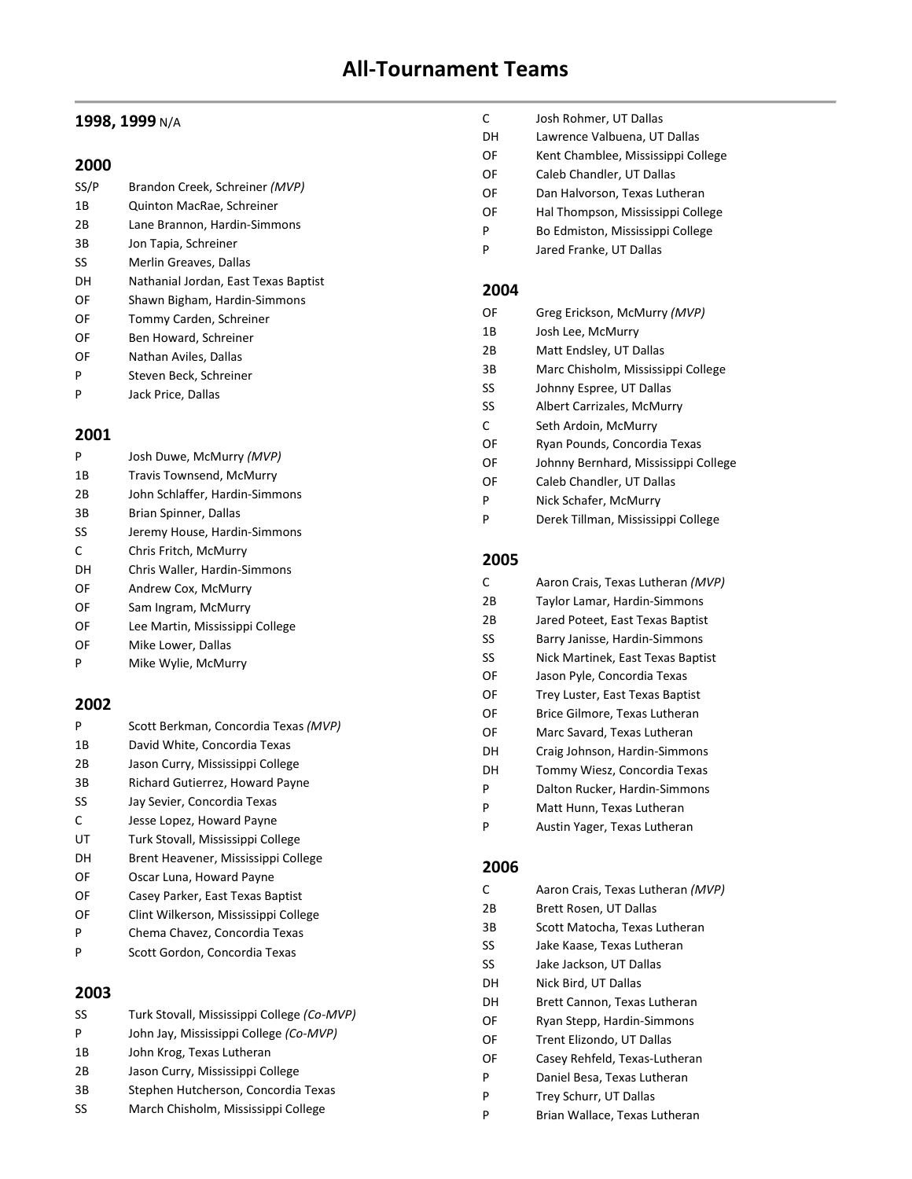// All-Tournament Teams

# All-Tournament Teams

## 1998, 1999 N/A

## 2000

| | |
|---|---|
| SS/P | Brandon Creek, Schreiner *(MVP)* |
| 1B | Quinton MacRae, Schreiner |
| 2B | Lane Brannon, Hardin-Simmons |
| 3B | Jon Tapia, Schreiner |
| SS | Merlin Greaves, Dallas |
| DH | Nathanial Jordan, East Texas Baptist |
| OF | Shawn Bigham, Hardin-Simmons |
| OF | Tommy Carden, Schreiner |
| OF | Ben Howard, Schreiner |
| OF | Nathan Aviles, Dallas |
| P | Steven Beck, Schreiner |
| P | Jack Price, Dallas |

## 2001

| | |
|---|---|
| P | Josh Duwe, McMurry *(MVP)* |
| 1B | Travis Townsend, McMurry |
| 2B | John Schlaffer, Hardin-Simmons |
| 3B | Brian Spinner, Dallas |
| SS | Jeremy House, Hardin-Simmons |
| C | Chris Fritch, McMurry |
| DH | Chris Waller, Hardin-Simmons |
| OF | Andrew Cox, McMurry |
| OF | Sam Ingram, McMurry |
| OF | Lee Martin, Mississippi College |
| OF | Mike Lower, Dallas |
| P | Mike Wylie, McMurry |

## 2002

| | |
|---|---|
| P | Scott Berkman, Concordia Texas *(MVP)* |
| 1B | David White, Concordia Texas |
| 2B | Jason Curry, Mississippi College |
| 3B | Richard Gutierrez, Howard Payne |
| SS | Jay Sevier, Concordia Texas |
| C | Jesse Lopez, Howard Payne |
| UT | Turk Stovall, Mississippi College |
| DH | Brent Heavener, Mississippi College |
| OF | Oscar Luna, Howard Payne |
| OF | Casey Parker, East Texas Baptist |
| OF | Clint Wilkerson, Mississippi College |
| P | Chema Chavez, Concordia Texas |
| P | Scott Gordon, Concordia Texas |

## 2003

| | |
|---|---|
| SS | Turk Stovall, Mississippi College *(Co-MVP)* |
| P | John Jay, Mississippi College *(Co-MVP)* |
| 1B | John Krog, Texas Lutheran |
| 2B | Jason Curry, Mississippi College |
| 3B | Stephen Hutcherson, Concordia Texas |
| SS | March Chisholm, Mississippi College |
| C | Josh Rohmer, UT Dallas |
| DH | Lawrence Valbuena, UT Dallas |
| OF | Kent Chamblee, Mississippi College |
| OF | Caleb Chandler, UT Dallas |
| OF | Dan Halvorson, Texas Lutheran |
| OF | Hal Thompson, Mississippi College |
| P | Bo Edmiston, Mississippi College |
| P | Jared Franke, UT Dallas |

## 2004

| | |
|---|---|
| OF | Greg Erickson, McMurry *(MVP)* |
| 1B | Josh Lee, McMurry |
| 2B | Matt Endsley, UT Dallas |
| 3B | Marc Chisholm, Mississippi College |
| SS | Johnny Espree, UT Dallas |
| SS | Albert Carrizales, McMurry |
| C | Seth Ardoin, McMurry |
| OF | Ryan Pounds, Concordia Texas |
| OF | Johnny Bernhard, Mississippi College |
| OF | Caleb Chandler, UT Dallas |
| P | Nick Schafer, McMurry |
| P | Derek Tillman, Mississippi College |

## 2005

| | |
|---|---|
| C | Aaron Crais, Texas Lutheran *(MVP)* |
| 2B | Taylor Lamar, Hardin-Simmons |
| 2B | Jared Poteet, East Texas Baptist |
| SS | Barry Janisse, Hardin-Simmons |
| SS | Nick Martinek, East Texas Baptist |
| OF | Jason Pyle, Concordia Texas |
| OF | Trey Luster, East Texas Baptist |
| OF | Brice Gilmore, Texas Lutheran |
| OF | Marc Savard, Texas Lutheran |
| DH | Craig Johnson, Hardin-Simmons |
| DH | Tommy Wiesz, Concordia Texas |
| P | Dalton Rucker, Hardin-Simmons |
| P | Matt Hunn, Texas Lutheran |
| P | Austin Yager, Texas Lutheran |

## 2006

| | |
|---|---|
| C | Aaron Crais, Texas Lutheran *(MVP)* |
| 2B | Brett Rosen, UT Dallas |
| 3B | Scott Matocha, Texas Lutheran |
| SS | Jake Kaase, Texas Lutheran |
| SS | Jake Jackson, UT Dallas |
| DH | Nick Bird, UT Dallas |
| DH | Brett Cannon, Texas Lutheran |
| OF | Ryan Stepp, Hardin-Simmons |
| OF | Trent Elizondo, UT Dallas |
| OF | Casey Rehfeld, Texas-Lutheran |
| P | Daniel Besa, Texas Lutheran |
| P | Trey Schurr, UT Dallas |
| P | Brian Wallace, Texas Lutheran |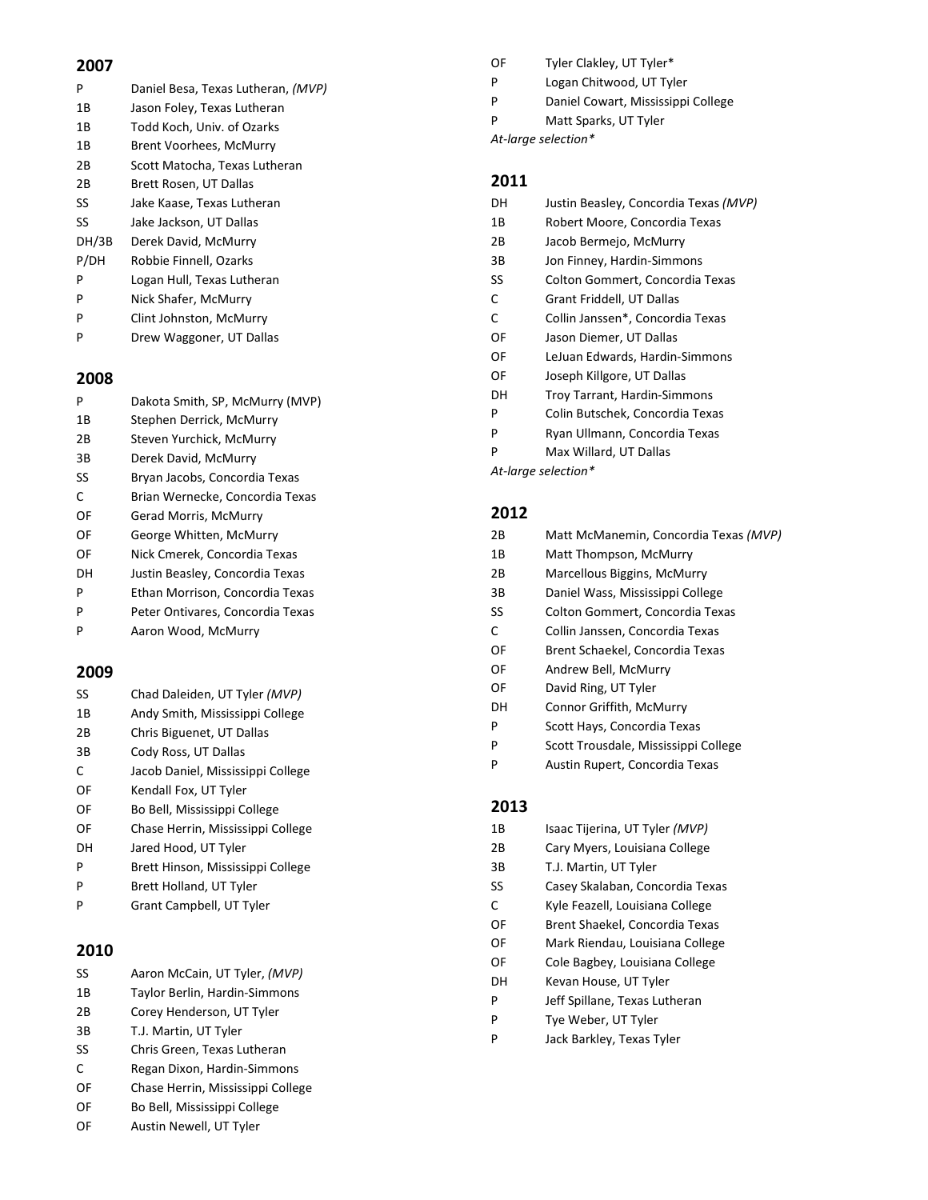## 2007

| | |
|---|---|
| P | Daniel Besa, Texas Lutheran, *(MVP)* |
| 1B | Jason Foley, Texas Lutheran |
| 1B | Todd Koch, Univ. of Ozarks |
| 1B | Brent Voorhees, McMurry |
| 2B | Scott Matocha, Texas Lutheran |
| 2B | Brett Rosen, UT Dallas |
| SS | Jake Kaase, Texas Lutheran |
| SS | Jake Jackson, UT Dallas |
| DH/3B | Derek David, McMurry |
| P/DH | Robbie Finnell, Ozarks |
| P | Logan Hull, Texas Lutheran |
| P | Nick Shafer, McMurry |
| P | Clint Johnston, McMurry |
| P | Drew Waggoner, UT Dallas |

## 2008

| | |
|---|---|
| P | Dakota Smith, SP, McMurry (MVP) |
| 1B | Stephen Derrick, McMurry |
| 2B | Steven Yurchick, McMurry |
| 3B | Derek David, McMurry |
| SS | Bryan Jacobs, Concordia Texas |
| C | Brian Wernecke, Concordia Texas |
| OF | Gerad Morris, McMurry |
| OF | George Whitten, McMurry |
| OF | Nick Cmerek, Concordia Texas |
| DH | Justin Beasley, Concordia Texas |
| P | Ethan Morrison, Concordia Texas |
| P | Peter Ontivares, Concordia Texas |
| P | Aaron Wood, McMurry |

## 2009

| | |
|---|---|
| SS | Chad Daleiden, UT Tyler *(MVP)* |
| 1B | Andy Smith, Mississippi College |
| 2B | Chris Biguenet, UT Dallas |
| 3B | Cody Ross, UT Dallas |
| C | Jacob Daniel, Mississippi College |
| OF | Kendall Fox, UT Tyler |
| OF | Bo Bell, Mississippi College |
| OF | Chase Herrin, Mississippi College |
| DH | Jared Hood, UT Tyler |
| P | Brett Hinson, Mississippi College |
| P | Brett Holland, UT Tyler |
| P | Grant Campbell, UT Tyler |

## 2010

| | |
|---|---|
| SS | Aaron McCain, UT Tyler, *(MVP)* |
| 1B | Taylor Berlin, Hardin-Simmons |
| 2B | Corey Henderson, UT Tyler |
| 3B | T.J. Martin, UT Tyler |
| SS | Chris Green, Texas Lutheran |
| C | Regan Dixon, Hardin-Simmons |
| OF | Chase Herrin, Mississippi College |
| OF | Bo Bell, Mississippi College |
| OF | Austin Newell, UT Tyler |
| OF | Tyler Clakley, UT Tyler* |
| P | Logan Chitwood, UT Tyler |
| P | Daniel Cowart, Mississippi College |
| P | Matt Sparks, UT Tyler |

*At-large selection**

## 2011

| | |
|---|---|
| DH | Justin Beasley, Concordia Texas *(MVP)* |
| 1B | Robert Moore, Concordia Texas |
| 2B | Jacob Bermejo, McMurry |
| 3B | Jon Finney, Hardin-Simmons |
| SS | Colton Gommert, Concordia Texas |
| C | Grant Friddell, UT Dallas |
| C | Collin Janssen*, Concordia Texas |
| OF | Jason Diemer, UT Dallas |
| OF | LeJuan Edwards, Hardin-Simmons |
| OF | Joseph Killgore, UT Dallas |
| DH | Troy Tarrant, Hardin-Simmons |
| P | Colin Butschek, Concordia Texas |
| P | Ryan Ullmann, Concordia Texas |
| P | Max Willard, UT Dallas |

*At-large selection**

## 2012

| | |
|---|---|
| 2B | Matt McManemin, Concordia Texas *(MVP)* |
| 1B | Matt Thompson, McMurry |
| 2B | Marcellous Biggins, McMurry |
| 3B | Daniel Wass, Mississippi College |
| SS | Colton Gommert, Concordia Texas |
| C | Collin Janssen, Concordia Texas |
| OF | Brent Schaekel, Concordia Texas |
| OF | Andrew Bell, McMurry |
| OF | David Ring, UT Tyler |
| DH | Connor Griffith, McMurry |
| P | Scott Hays, Concordia Texas |
| P | Scott Trousdale, Mississippi College |
| P | Austin Rupert, Concordia Texas |

## 2013

| | |
|---|---|
| 1B | Isaac Tijerina, UT Tyler *(MVP)* |
| 2B | Cary Myers, Louisiana College |
| 3B | T.J. Martin, UT Tyler |
| SS | Casey Skalaban, Concordia Texas |
| C | Kyle Feazell, Louisiana College |
| OF | Brent Shaekel, Concordia Texas |
| OF | Mark Riendau, Louisiana College |
| OF | Cole Bagbey, Louisiana College |
| DH | Kevan House, UT Tyler |
| P | Jeff Spillane, Texas Lutheran |
| P | Tye Weber, UT Tyler |
| P | Jack Barkley, Texas Tyler |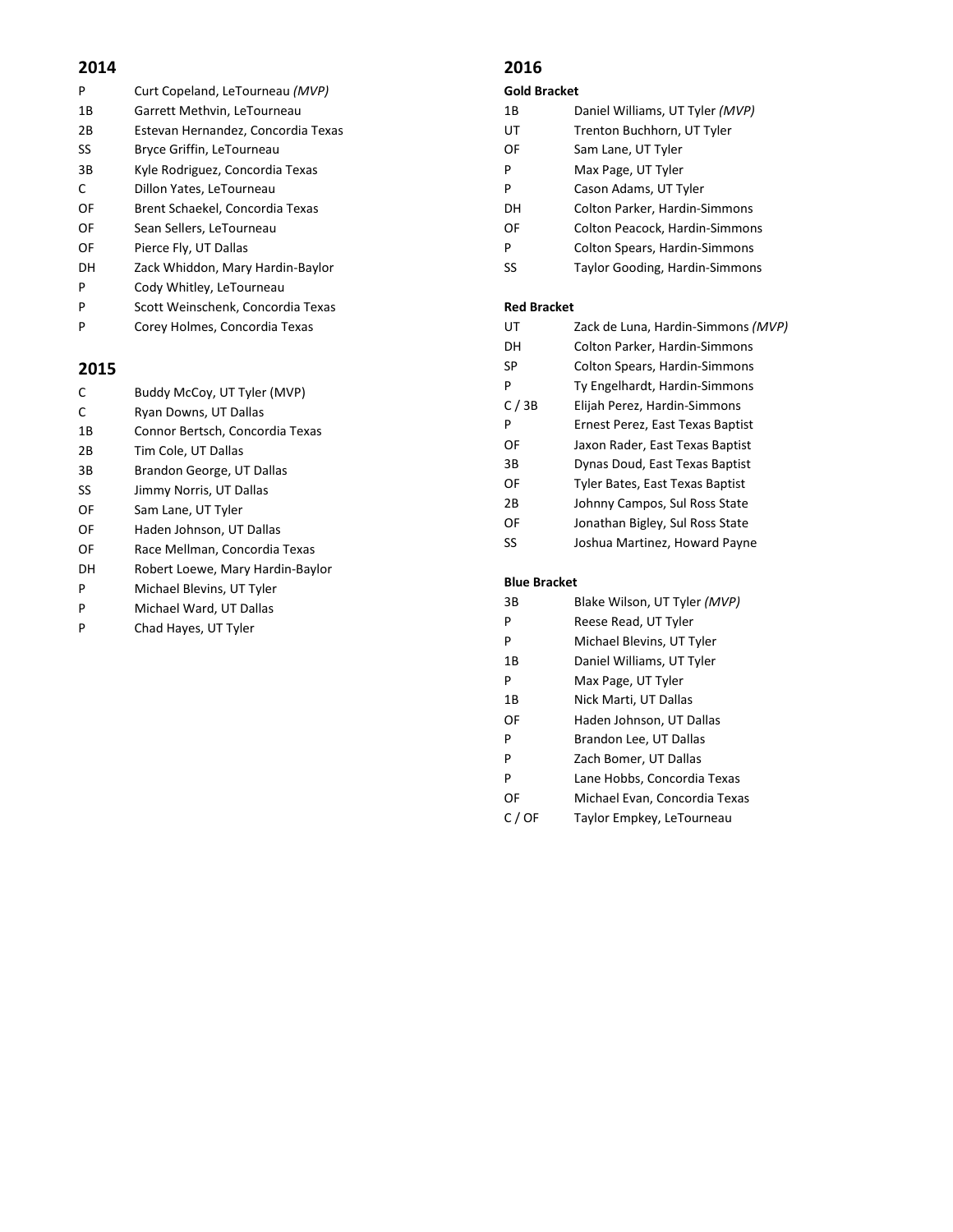## 2014

| | |
|---|---|
| P | Curt Copeland, LeTourneau *(MVP)* |
| 1B | Garrett Methvin, LeTourneau |
| 2B | Estevan Hernandez, Concordia Texas |
| SS | Bryce Griffin, LeTourneau |
| 3B | Kyle Rodriguez, Concordia Texas |
| C | Dillon Yates, LeTourneau |
| OF | Brent Schaekel, Concordia Texas |
| OF | Sean Sellers, LeTourneau |
| OF | Pierce Fly, UT Dallas |
| DH | Zack Whiddon, Mary Hardin-Baylor |
| P | Cody Whitley, LeTourneau |
| P | Scott Weinschenk, Concordia Texas |
| P | Corey Holmes, Concordia Texas |

## 2015

| | |
|---|---|
| C | Buddy McCoy, UT Tyler (MVP) |
| C | Ryan Downs, UT Dallas |
| 1B | Connor Bertsch, Concordia Texas |
| 2B | Tim Cole, UT Dallas |
| 3B | Brandon George, UT Dallas |
| SS | Jimmy Norris, UT Dallas |
| OF | Sam Lane, UT Tyler |
| OF | Haden Johnson, UT Dallas |
| OF | Race Mellman, Concordia Texas |
| DH | Robert Loewe, Mary Hardin-Baylor |
| P | Michael Blevins, UT Tyler |
| P | Michael Ward, UT Dallas |
| P | Chad Hayes, UT Tyler |

## 2016

**Gold Bracket**

| | |
|---|---|
| 1B | Daniel Williams, UT Tyler *(MVP)* |
| UT | Trenton Buchhorn, UT Tyler |
| OF | Sam Lane, UT Tyler |
| P | Max Page, UT Tyler |
| P | Cason Adams, UT Tyler |
| DH | Colton Parker, Hardin-Simmons |
| OF | Colton Peacock, Hardin-Simmons |
| P | Colton Spears, Hardin-Simmons |
| SS | Taylor Gooding, Hardin-Simmons |

**Red Bracket**

| | |
|---|---|
| UT | Zack de Luna, Hardin-Simmons *(MVP)* |
| DH | Colton Parker, Hardin-Simmons |
| SP | Colton Spears, Hardin-Simmons |
| P | Ty Engelhardt, Hardin-Simmons |
| C / 3B | Elijah Perez, Hardin-Simmons |
| P | Ernest Perez, East Texas Baptist |
| OF | Jaxon Rader, East Texas Baptist |
| 3B | Dynas Doud, East Texas Baptist |
| OF | Tyler Bates, East Texas Baptist |
| 2B | Johnny Campos, Sul Ross State |
| OF | Jonathan Bigley, Sul Ross State |
| SS | Joshua Martinez, Howard Payne |

**Blue Bracket**

| | |
|---|---|
| 3B | Blake Wilson, UT Tyler *(MVP)* |
| P | Reese Read, UT Tyler |
| P | Michael Blevins, UT Tyler |
| 1B | Daniel Williams, UT Tyler |
| P | Max Page, UT Tyler |
| 1B | Nick Marti, UT Dallas |
| OF | Haden Johnson, UT Dallas |
| P | Brandon Lee, UT Dallas |
| P | Zach Bomer, UT Dallas |
| P | Lane Hobbs, Concordia Texas |
| OF | Michael Evan, Concordia Texas |
| C / OF | Taylor Empkey, LeTourneau |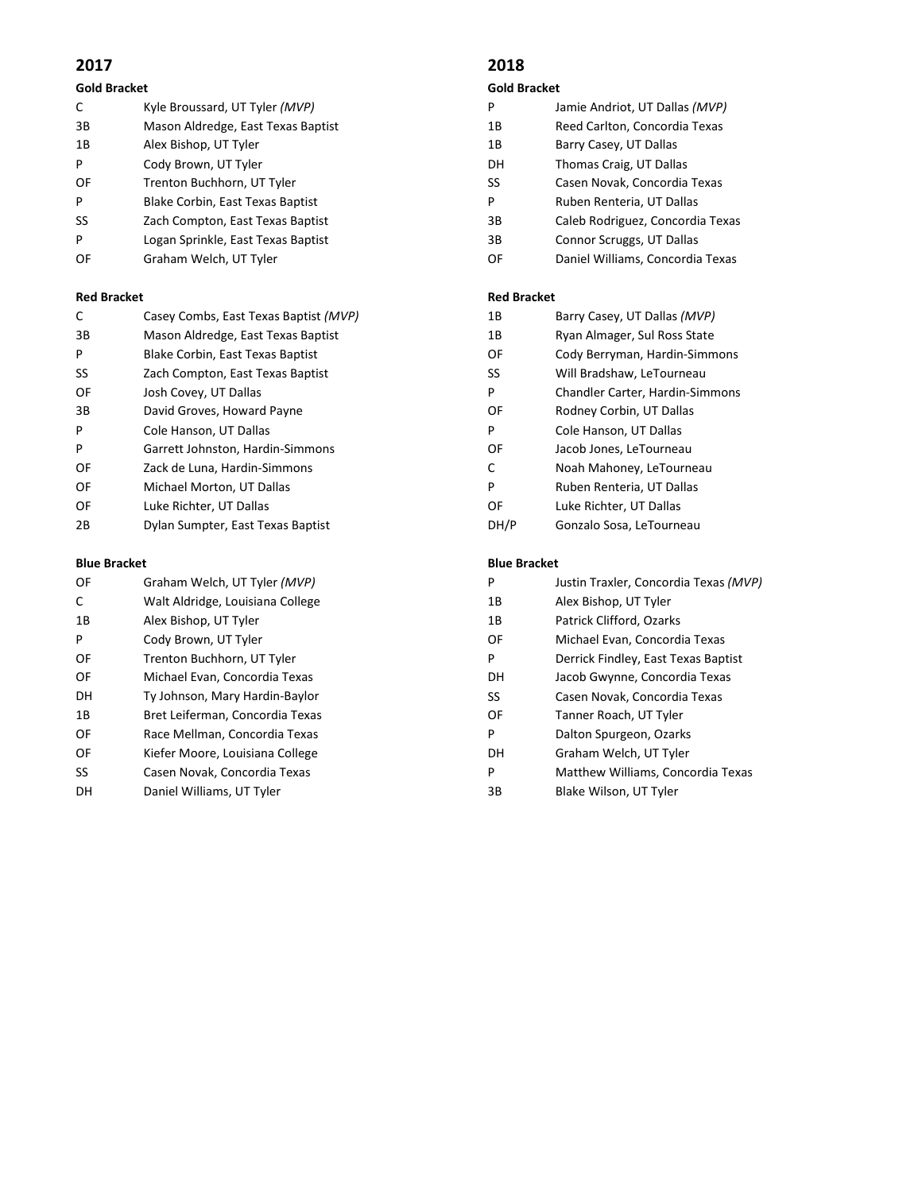## 2017

### Gold Bracket

| | |
|---|---|
| C | Kyle Broussard, UT Tyler *(MVP)* |
| 3B | Mason Aldredge, East Texas Baptist |
| 1B | Alex Bishop, UT Tyler |
| P | Cody Brown, UT Tyler |
| OF | Trenton Buchhorn, UT Tyler |
| P | Blake Corbin, East Texas Baptist |
| SS | Zach Compton, East Texas Baptist |
| P | Logan Sprinkle, East Texas Baptist |
| OF | Graham Welch, UT Tyler |

### Red Bracket

| | |
|---|---|
| C | Casey Combs, East Texas Baptist *(MVP)* |
| 3B | Mason Aldredge, East Texas Baptist |
| P | Blake Corbin, East Texas Baptist |
| SS | Zach Compton, East Texas Baptist |
| OF | Josh Covey, UT Dallas |
| 3B | David Groves, Howard Payne |
| P | Cole Hanson, UT Dallas |
| P | Garrett Johnston, Hardin-Simmons |
| OF | Zack de Luna, Hardin-Simmons |
| OF | Michael Morton, UT Dallas |
| OF | Luke Richter, UT Dallas |
| 2B | Dylan Sumpter, East Texas Baptist |

### Blue Bracket

| | |
|---|---|
| OF | Graham Welch, UT Tyler *(MVP)* |
| C | Walt Aldridge, Louisiana College |
| 1B | Alex Bishop, UT Tyler |
| P | Cody Brown, UT Tyler |
| OF | Trenton Buchhorn, UT Tyler |
| OF | Michael Evan, Concordia Texas |
| DH | Ty Johnson, Mary Hardin-Baylor |
| 1B | Bret Leiferman, Concordia Texas |
| OF | Race Mellman, Concordia Texas |
| OF | Kiefer Moore, Louisiana College |
| SS | Casen Novak, Concordia Texas |
| DH | Daniel Williams, UT Tyler |

## 2018

### Gold Bracket

| | |
|---|---|
| P | Jamie Andriot, UT Dallas *(MVP)* |
| 1B | Reed Carlton, Concordia Texas |
| 1B | Barry Casey, UT Dallas |
| DH | Thomas Craig, UT Dallas |
| SS | Casen Novak, Concordia Texas |
| P | Ruben Renteria, UT Dallas |
| 3B | Caleb Rodriguez, Concordia Texas |
| 3B | Connor Scruggs, UT Dallas |
| OF | Daniel Williams, Concordia Texas |

### Red Bracket

| | |
|---|---|
| 1B | Barry Casey, UT Dallas *(MVP)* |
| 1B | Ryan Almager, Sul Ross State |
| OF | Cody Berryman, Hardin-Simmons |
| SS | Will Bradshaw, LeTourneau |
| P | Chandler Carter, Hardin-Simmons |
| OF | Rodney Corbin, UT Dallas |
| P | Cole Hanson, UT Dallas |
| OF | Jacob Jones, LeTourneau |
| C | Noah Mahoney, LeTourneau |
| P | Ruben Renteria, UT Dallas |
| OF | Luke Richter, UT Dallas |
| DH/P | Gonzalo Sosa, LeTourneau |

### Blue Bracket

| | |
|---|---|
| P | Justin Traxler, Concordia Texas *(MVP)* |
| 1B | Alex Bishop, UT Tyler |
| 1B | Patrick Clifford, Ozarks |
| OF | Michael Evan, Concordia Texas |
| P | Derrick Findley, East Texas Baptist |
| DH | Jacob Gwynne, Concordia Texas |
| SS | Casen Novak, Concordia Texas |
| OF | Tanner Roach, UT Tyler |
| P | Dalton Spurgeon, Ozarks |
| DH | Graham Welch, UT Tyler |
| P | Matthew Williams, Concordia Texas |
| 3B | Blake Wilson, UT Tyler |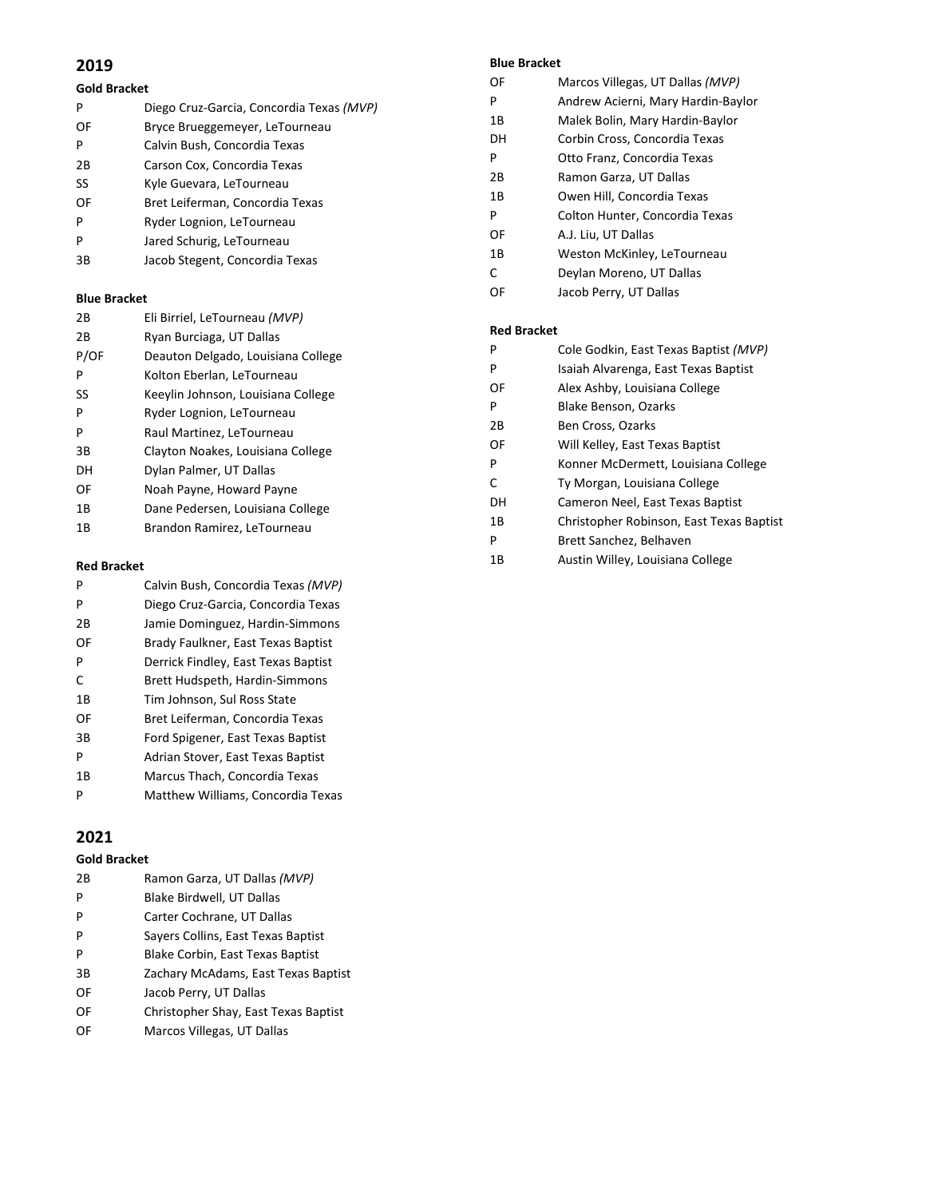## 2019

### Gold Bracket

| | |
|---|---|
| P | Diego Cruz-Garcia, Concordia Texas *(MVP)* |
| OF | Bryce Brueggemeyer, LeTourneau |
| P | Calvin Bush, Concordia Texas |
| 2B | Carson Cox, Concordia Texas |
| SS | Kyle Guevara, LeTourneau |
| OF | Bret Leiferman, Concordia Texas |
| P | Ryder Lognion, LeTourneau |
| P | Jared Schurig, LeTourneau |
| 3B | Jacob Stegent, Concordia Texas |

### Blue Bracket

| | |
|---|---|
| 2B | Eli Birriel, LeTourneau *(MVP)* |
| 2B | Ryan Burciaga, UT Dallas |
| P/OF | Deauton Delgado, Louisiana College |
| P | Kolton Eberlan, LeTourneau |
| SS | Keeylin Johnson, Louisiana College |
| P | Ryder Lognion, LeTourneau |
| P | Raul Martinez, LeTourneau |
| 3B | Clayton Noakes, Louisiana College |
| DH | Dylan Palmer, UT Dallas |
| OF | Noah Payne, Howard Payne |
| 1B | Dane Pedersen, Louisiana College |
| 1B | Brandon Ramirez, LeTourneau |

### Red Bracket

| | |
|---|---|
| P | Calvin Bush, Concordia Texas *(MVP)* |
| P | Diego Cruz-Garcia, Concordia Texas |
| 2B | Jamie Dominguez, Hardin-Simmons |
| OF | Brady Faulkner, East Texas Baptist |
| P | Derrick Findley, East Texas Baptist |
| C | Brett Hudspeth, Hardin-Simmons |
| 1B | Tim Johnson, Sul Ross State |
| OF | Bret Leiferman, Concordia Texas |
| 3B | Ford Spigener, East Texas Baptist |
| P | Adrian Stover, East Texas Baptist |
| 1B | Marcus Thach, Concordia Texas |
| P | Matthew Williams, Concordia Texas |

## 2021

### Gold Bracket

| | |
|---|---|
| 2B | Ramon Garza, UT Dallas *(MVP)* |
| P | Blake Birdwell, UT Dallas |
| P | Carter Cochrane, UT Dallas |
| P | Sayers Collins, East Texas Baptist |
| P | Blake Corbin, East Texas Baptist |
| 3B | Zachary McAdams, East Texas Baptist |
| OF | Jacob Perry, UT Dallas |
| OF | Christopher Shay, East Texas Baptist |
| OF | Marcos Villegas, UT Dallas |

### Blue Bracket

| | |
|---|---|
| OF | Marcos Villegas, UT Dallas *(MVP)* |
| P | Andrew Acierni, Mary Hardin-Baylor |
| 1B | Malek Bolin, Mary Hardin-Baylor |
| DH | Corbin Cross, Concordia Texas |
| P | Otto Franz, Concordia Texas |
| 2B | Ramon Garza, UT Dallas |
| 1B | Owen Hill, Concordia Texas |
| P | Colton Hunter, Concordia Texas |
| OF | A.J. Liu, UT Dallas |
| 1B | Weston McKinley, LeTourneau |
| C | Deylan Moreno, UT Dallas |
| OF | Jacob Perry, UT Dallas |

### Red Bracket

| | |
|---|---|
| P | Cole Godkin, East Texas Baptist *(MVP)* |
| P | Isaiah Alvarenga, East Texas Baptist |
| OF | Alex Ashby, Louisiana College |
| P | Blake Benson, Ozarks |
| 2B | Ben Cross, Ozarks |
| OF | Will Kelley, East Texas Baptist |
| P | Konner McDermett, Louisiana College |
| C | Ty Morgan, Louisiana College |
| DH | Cameron Neel, East Texas Baptist |
| 1B | Christopher Robinson, East Texas Baptist |
| P | Brett Sanchez, Belhaven |
| 1B | Austin Willey, Louisiana College |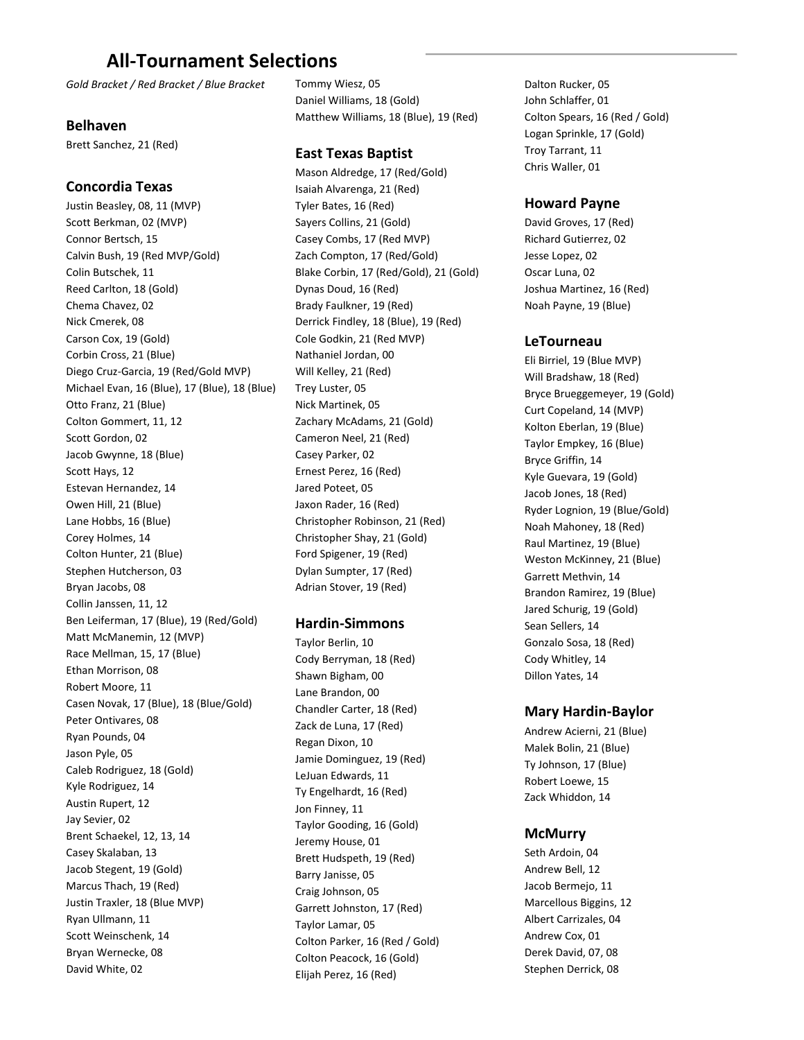# All-Tournament Selections

*Gold Bracket / Red Bracket / Blue Bracket*

## Belhaven

Brett Sanchez, 21 (Red)

## Concordia Texas

Justin Beasley, 08, 11 (MVP)
Scott Berkman, 02 (MVP)
Connor Bertsch, 15
Calvin Bush, 19 (Red MVP/Gold)
Colin Butschek, 11
Reed Carlton, 18 (Gold)
Chema Chavez, 02
Nick Cmerek, 08
Carson Cox, 19 (Gold)
Corbin Cross, 21 (Blue)
Diego Cruz-Garcia, 19 (Red/Gold MVP)
Michael Evan, 16 (Blue), 17 (Blue), 18 (Blue)
Otto Franz, 21 (Blue)
Colton Gommert, 11, 12
Scott Gordon, 02
Jacob Gwynne, 18 (Blue)
Scott Hays, 12
Estevan Hernandez, 14
Owen Hill, 21 (Blue)
Lane Hobbs, 16 (Blue)
Corey Holmes, 14
Colton Hunter, 21 (Blue)
Stephen Hutcherson, 03
Bryan Jacobs, 08
Collin Janssen, 11, 12
Ben Leiferman, 17 (Blue), 19 (Red/Gold)
Matt McManemin, 12 (MVP)
Race Mellman, 15, 17 (Blue)
Ethan Morrison, 08
Robert Moore, 11
Casen Novak, 17 (Blue), 18 (Blue/Gold)
Peter Ontivares, 08
Ryan Pounds, 04
Jason Pyle, 05
Caleb Rodriguez, 18 (Gold)
Kyle Rodriguez, 14
Austin Rupert, 12
Jay Sevier, 02
Brent Schaekel, 12, 13, 14
Casey Skalaban, 13
Jacob Stegent, 19 (Gold)
Marcus Thach, 19 (Red)
Justin Traxler, 18 (Blue MVP)
Ryan Ullmann, 11
Scott Weinschenk, 14
Bryan Wernecke, 08
David White, 02
Tommy Wiesz, 05
Daniel Williams, 18 (Gold)
Matthew Williams, 18 (Blue), 19 (Red)

## East Texas Baptist

Mason Aldredge, 17 (Red/Gold)
Isaiah Alvarenga, 21 (Red)
Tyler Bates, 16 (Red)
Sayers Collins, 21 (Gold)
Casey Combs, 17 (Red MVP)
Zach Compton, 17 (Red/Gold)
Blake Corbin, 17 (Red/Gold), 21 (Gold)
Dynas Doud, 16 (Red)
Brady Faulkner, 19 (Red)
Derrick Findley, 18 (Blue), 19 (Red)
Cole Godkin, 21 (Red MVP)
Nathaniel Jordan, 00
Will Kelley, 21 (Red)
Trey Luster, 05
Nick Martinek, 05
Zachary McAdams, 21 (Gold)
Cameron Neel, 21 (Red)
Casey Parker, 02
Ernest Perez, 16 (Red)
Jared Poteet, 05
Jaxon Rader, 16 (Red)
Christopher Robinson, 21 (Red)
Christopher Shay, 21 (Gold)
Ford Spigener, 19 (Red)
Dylan Sumpter, 17 (Red)
Adrian Stover, 19 (Red)

## Hardin-Simmons

Taylor Berlin, 10
Cody Berryman, 18 (Red)
Shawn Bigham, 00
Lane Brandon, 00
Chandler Carter, 18 (Red)
Zack de Luna, 17 (Red)
Regan Dixon, 10
Jamie Dominguez, 19 (Red)
LeJuan Edwards, 11
Ty Engelhardt, 16 (Red)
Jon Finney, 11
Taylor Gooding, 16 (Gold)
Jeremy House, 01
Brett Hudspeth, 19 (Red)
Barry Janisse, 05
Craig Johnson, 05
Garrett Johnston, 17 (Red)
Taylor Lamar, 05
Colton Parker, 16 (Red / Gold)
Colton Peacock, 16 (Gold)
Elijah Perez, 16 (Red)
Dalton Rucker, 05
John Schlaffer, 01
Colton Spears, 16 (Red / Gold)
Logan Sprinkle, 17 (Gold)
Troy Tarrant, 11
Chris Waller, 01

## Howard Payne

David Groves, 17 (Red)
Richard Gutierrez, 02
Jesse Lopez, 02
Oscar Luna, 02
Joshua Martinez, 16 (Red)
Noah Payne, 19 (Blue)

## LeTourneau

Eli Birriel, 19 (Blue MVP)
Will Bradshaw, 18 (Red)
Bryce Brueggemeyer, 19 (Gold)
Curt Copeland, 14 (MVP)
Kolton Eberlan, 19 (Blue)
Taylor Empkey, 16 (Blue)
Bryce Griffin, 14
Kyle Guevara, 19 (Gold)
Jacob Jones, 18 (Red)
Ryder Lognion, 19 (Blue/Gold)
Noah Mahoney, 18 (Red)
Raul Martinez, 19 (Blue)
Weston McKinney, 21 (Blue)
Garrett Methvin, 14
Brandon Ramirez, 19 (Blue)
Jared Schurig, 19 (Gold)
Sean Sellers, 14
Gonzalo Sosa, 18 (Red)
Cody Whitley, 14
Dillon Yates, 14

## Mary Hardin-Baylor

Andrew Acierni, 21 (Blue)
Malek Bolin, 21 (Blue)
Ty Johnson, 17 (Blue)
Robert Loewe, 15
Zack Whiddon, 14

## McMurry

Seth Ardoin, 04
Andrew Bell, 12
Jacob Bermejo, 11
Marcellous Biggins, 12
Albert Carrizales, 04
Andrew Cox, 01
Derek David, 07, 08
Stephen Derrick, 08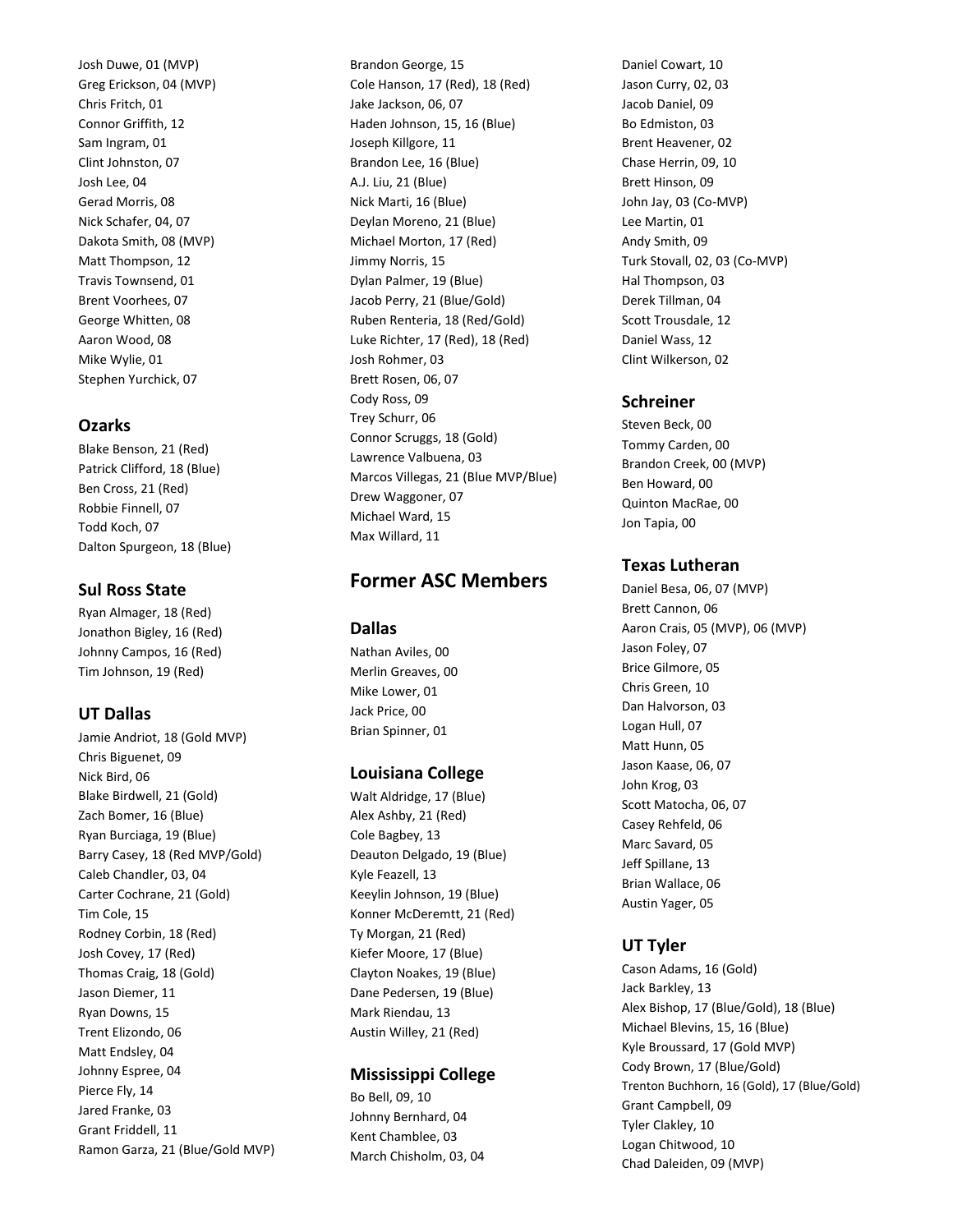Josh Duwe, 01 (MVP)
Greg Erickson, 04 (MVP)
Chris Fritch, 01
Connor Griffith, 12
Sam Ingram, 01
Clint Johnston, 07
Josh Lee, 04
Gerad Morris, 08
Nick Schafer, 04, 07
Dakota Smith, 08 (MVP)
Matt Thompson, 12
Travis Townsend, 01
Brent Voorhees, 07
George Whitten, 08
Aaron Wood, 08
Mike Wylie, 01
Stephen Yurchick, 07

### Ozarks

Blake Benson, 21 (Red)
Patrick Clifford, 18 (Blue)
Ben Cross, 21 (Red)
Robbie Finnell, 07
Todd Koch, 07
Dalton Spurgeon, 18 (Blue)

### Sul Ross State

Ryan Almager, 18 (Red)
Jonathon Bigley, 16 (Red)
Johnny Campos, 16 (Red)
Tim Johnson, 19 (Red)

### UT Dallas

Jamie Andriot, 18 (Gold MVP)
Chris Biguenet, 09
Nick Bird, 06
Blake Birdwell, 21 (Gold)
Zach Bomer, 16 (Blue)
Ryan Burciaga, 19 (Blue)
Barry Casey, 18 (Red MVP/Gold)
Caleb Chandler, 03, 04
Carter Cochrane, 21 (Gold)
Tim Cole, 15
Rodney Corbin, 18 (Red)
Josh Covey, 17 (Red)
Thomas Craig, 18 (Gold)
Jason Diemer, 11
Ryan Downs, 15
Trent Elizondo, 06
Matt Endsley, 04
Johnny Espree, 04
Pierce Fly, 14
Jared Franke, 03
Grant Friddell, 11
Ramon Garza, 21 (Blue/Gold MVP)
Brandon George, 15
Cole Hanson, 17 (Red), 18 (Red)
Jake Jackson, 06, 07
Haden Johnson, 15, 16 (Blue)
Joseph Killgore, 11
Brandon Lee, 16 (Blue)
A.J. Liu, 21 (Blue)
Nick Marti, 16 (Blue)
Deylan Moreno, 21 (Blue)
Michael Morton, 17 (Red)
Jimmy Norris, 15
Dylan Palmer, 19 (Blue)
Jacob Perry, 21 (Blue/Gold)
Ruben Renteria, 18 (Red/Gold)
Luke Richter, 17 (Red), 18 (Red)
Josh Rohmer, 03
Brett Rosen, 06, 07
Cody Ross, 09
Trey Schurr, 06
Connor Scruggs, 18 (Gold)
Lawrence Valbuena, 03
Marcos Villegas, 21 (Blue MVP/Blue)
Drew Waggoner, 07
Michael Ward, 15
Max Willard, 11

## Former ASC Members

### Dallas

Nathan Aviles, 00
Merlin Greaves, 00
Mike Lower, 01
Jack Price, 00
Brian Spinner, 01

### Louisiana College

Walt Aldridge, 17 (Blue)
Alex Ashby, 21 (Red)
Cole Bagbey, 13
Deauton Delgado, 19 (Blue)
Kyle Feazell, 13
Keeylin Johnson, 19 (Blue)
Konner McDeremtt, 21 (Red)
Ty Morgan, 21 (Red)
Kiefer Moore, 17 (Blue)
Clayton Noakes, 19 (Blue)
Dane Pedersen, 19 (Blue)
Mark Riendau, 13
Austin Willey, 21 (Red)

### Mississippi College

Bo Bell, 09, 10
Johnny Bernhard, 04
Kent Chamblee, 03
March Chisholm, 03, 04
Daniel Cowart, 10
Jason Curry, 02, 03
Jacob Daniel, 09
Bo Edmiston, 03
Brent Heavener, 02
Chase Herrin, 09, 10
Brett Hinson, 09
John Jay, 03 (Co-MVP)
Lee Martin, 01
Andy Smith, 09
Turk Stovall, 02, 03 (Co-MVP)
Hal Thompson, 03
Derek Tillman, 04
Scott Trousdale, 12
Daniel Wass, 12
Clint Wilkerson, 02

### Schreiner

Steven Beck, 00
Tommy Carden, 00
Brandon Creek, 00 (MVP)
Ben Howard, 00
Quinton MacRae, 00
Jon Tapia, 00

### Texas Lutheran

Daniel Besa, 06, 07 (MVP)
Brett Cannon, 06
Aaron Crais, 05 (MVP), 06 (MVP)
Jason Foley, 07
Brice Gilmore, 05
Chris Green, 10
Dan Halvorson, 03
Logan Hull, 07
Matt Hunn, 05
Jason Kaase, 06, 07
John Krog, 03
Scott Matocha, 06, 07
Casey Rehfeld, 06
Marc Savard, 05
Jeff Spillane, 13
Brian Wallace, 06
Austin Yager, 05

### UT Tyler

Cason Adams, 16 (Gold)
Jack Barkley, 13
Alex Bishop, 17 (Blue/Gold), 18 (Blue)
Michael Blevins, 15, 16 (Blue)
Kyle Broussard, 17 (Gold MVP)
Cody Brown, 17 (Blue/Gold)
Trenton Buchhorn, 16 (Gold), 17 (Blue/Gold)
Grant Campbell, 09
Tyler Clakley, 10
Logan Chitwood, 10
Chad Daleiden, 09 (MVP)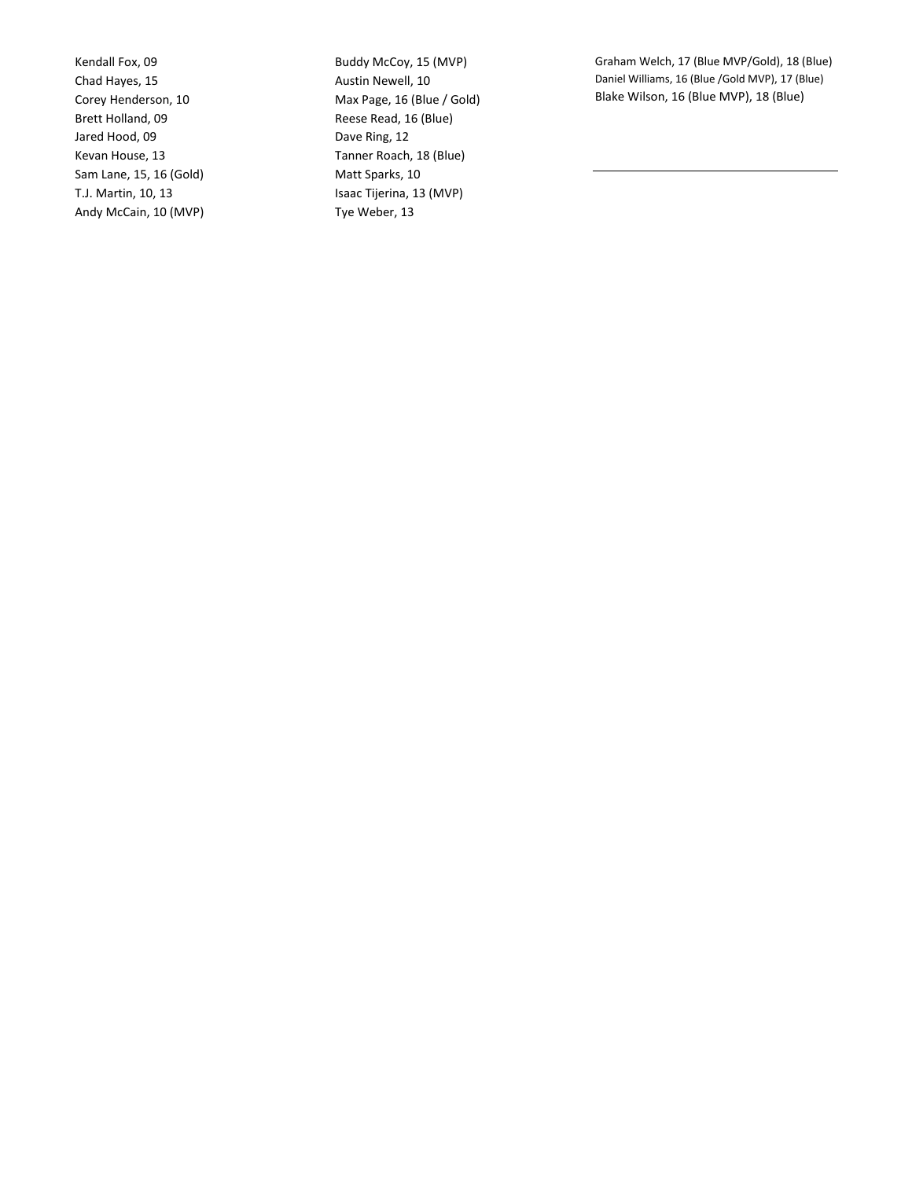Kendall Fox, 09
Chad Hayes, 15
Corey Henderson, 10
Brett Holland, 09
Jared Hood, 09
Kevan House, 13
Sam Lane, 15, 16 (Gold)
T.J. Martin, 10, 13
Andy McCain, 10 (MVP)
Buddy McCoy, 15 (MVP)
Austin Newell, 10
Max Page, 16 (Blue / Gold)
Reese Read, 16 (Blue)
Dave Ring, 12
Tanner Roach, 18 (Blue)
Matt Sparks, 10
Isaac Tijerina, 13 (MVP)
Tye Weber, 13
Graham Welch, 17 (Blue MVP/Gold), 18 (Blue)
Daniel Williams, 16 (Blue /Gold MVP), 17 (Blue)
Blake Wilson, 16 (Blue MVP), 18 (Blue)

---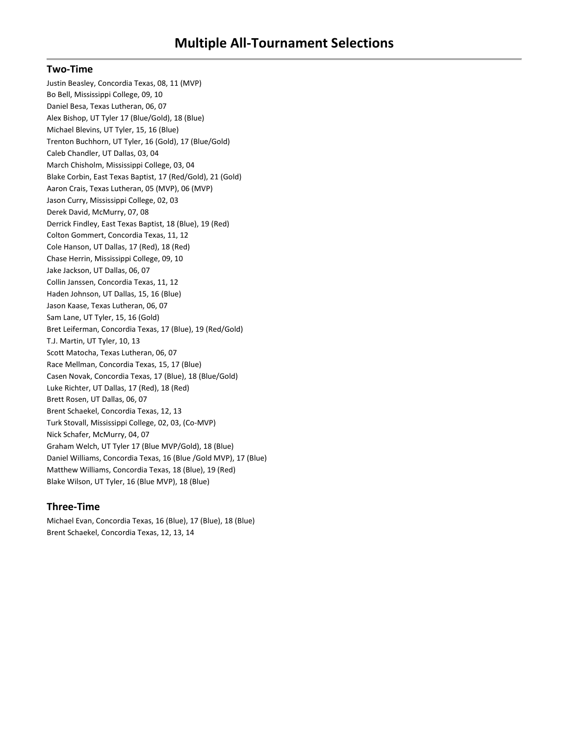# Multiple All-Tournament Selections

## Two-Time

Justin Beasley, Concordia Texas, 08, 11 (MVP)
Bo Bell, Mississippi College, 09, 10
Daniel Besa, Texas Lutheran, 06, 07
Alex Bishop, UT Tyler 17 (Blue/Gold), 18 (Blue)
Michael Blevins, UT Tyler, 15, 16 (Blue)
Trenton Buchhorn, UT Tyler, 16 (Gold), 17 (Blue/Gold)
Caleb Chandler, UT Dallas, 03, 04
March Chisholm, Mississippi College, 03, 04
Blake Corbin, East Texas Baptist, 17 (Red/Gold), 21 (Gold)
Aaron Crais, Texas Lutheran, 05 (MVP), 06 (MVP)
Jason Curry, Mississippi College, 02, 03
Derek David, McMurry, 07, 08
Derrick Findley, East Texas Baptist, 18 (Blue), 19 (Red)
Colton Gommert, Concordia Texas, 11, 12
Cole Hanson, UT Dallas, 17 (Red), 18 (Red)
Chase Herrin, Mississippi College, 09, 10
Jake Jackson, UT Dallas, 06, 07
Collin Janssen, Concordia Texas, 11, 12
Haden Johnson, UT Dallas, 15, 16 (Blue)
Jason Kaase, Texas Lutheran, 06, 07
Sam Lane, UT Tyler, 15, 16 (Gold)
Bret Leiferman, Concordia Texas, 17 (Blue), 19 (Red/Gold)
T.J. Martin, UT Tyler, 10, 13
Scott Matocha, Texas Lutheran, 06, 07
Race Mellman, Concordia Texas, 15, 17 (Blue)
Casen Novak, Concordia Texas, 17 (Blue), 18 (Blue/Gold)
Luke Richter, UT Dallas, 17 (Red), 18 (Red)
Brett Rosen, UT Dallas, 06, 07
Brent Schaekel, Concordia Texas, 12, 13
Turk Stovall, Mississippi College, 02, 03, (Co-MVP)
Nick Schafer, McMurry, 04, 07
Graham Welch, UT Tyler 17 (Blue MVP/Gold), 18 (Blue)
Daniel Williams, Concordia Texas, 16 (Blue /Gold MVP), 17 (Blue)
Matthew Williams, Concordia Texas, 18 (Blue), 19 (Red)
Blake Wilson, UT Tyler, 16 (Blue MVP), 18 (Blue)

## Three-Time

Michael Evan, Concordia Texas, 16 (Blue), 17 (Blue), 18 (Blue)
Brent Schaekel, Concordia Texas, 12, 13, 14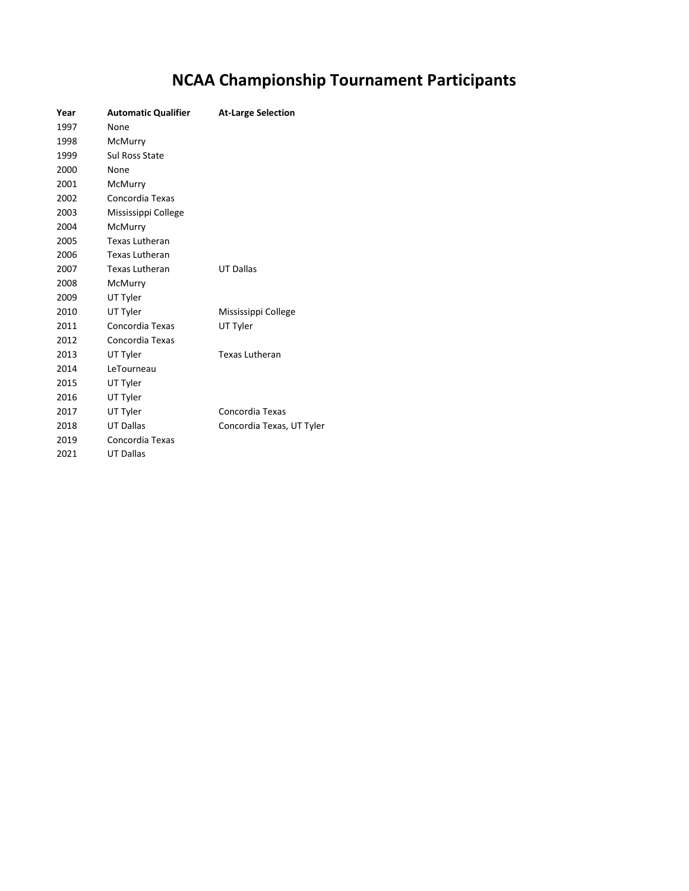# NCAA Championship Tournament Participants

| Year | Automatic Qualifier | At-Large Selection |
|---|---|---|
| 1997 | None | |
| 1998 | McMurry | |
| 1999 | Sul Ross State | |
| 2000 | None | |
| 2001 | McMurry | |
| 2002 | Concordia Texas | |
| 2003 | Mississippi College | |
| 2004 | McMurry | |
| 2005 | Texas Lutheran | |
| 2006 | Texas Lutheran | |
| 2007 | Texas Lutheran | UT Dallas |
| 2008 | McMurry | |
| 2009 | UT Tyler | |
| 2010 | UT Tyler | Mississippi College |
| 2011 | Concordia Texas | UT Tyler |
| 2012 | Concordia Texas | |
| 2013 | UT Tyler | Texas Lutheran |
| 2014 | LeTourneau | |
| 2015 | UT Tyler | |
| 2016 | UT Tyler | |
| 2017 | UT Tyler | Concordia Texas |
| 2018 | UT Dallas | Concordia Texas, UT Tyler |
| 2019 | Concordia Texas | |
| 2021 | UT Dallas | |